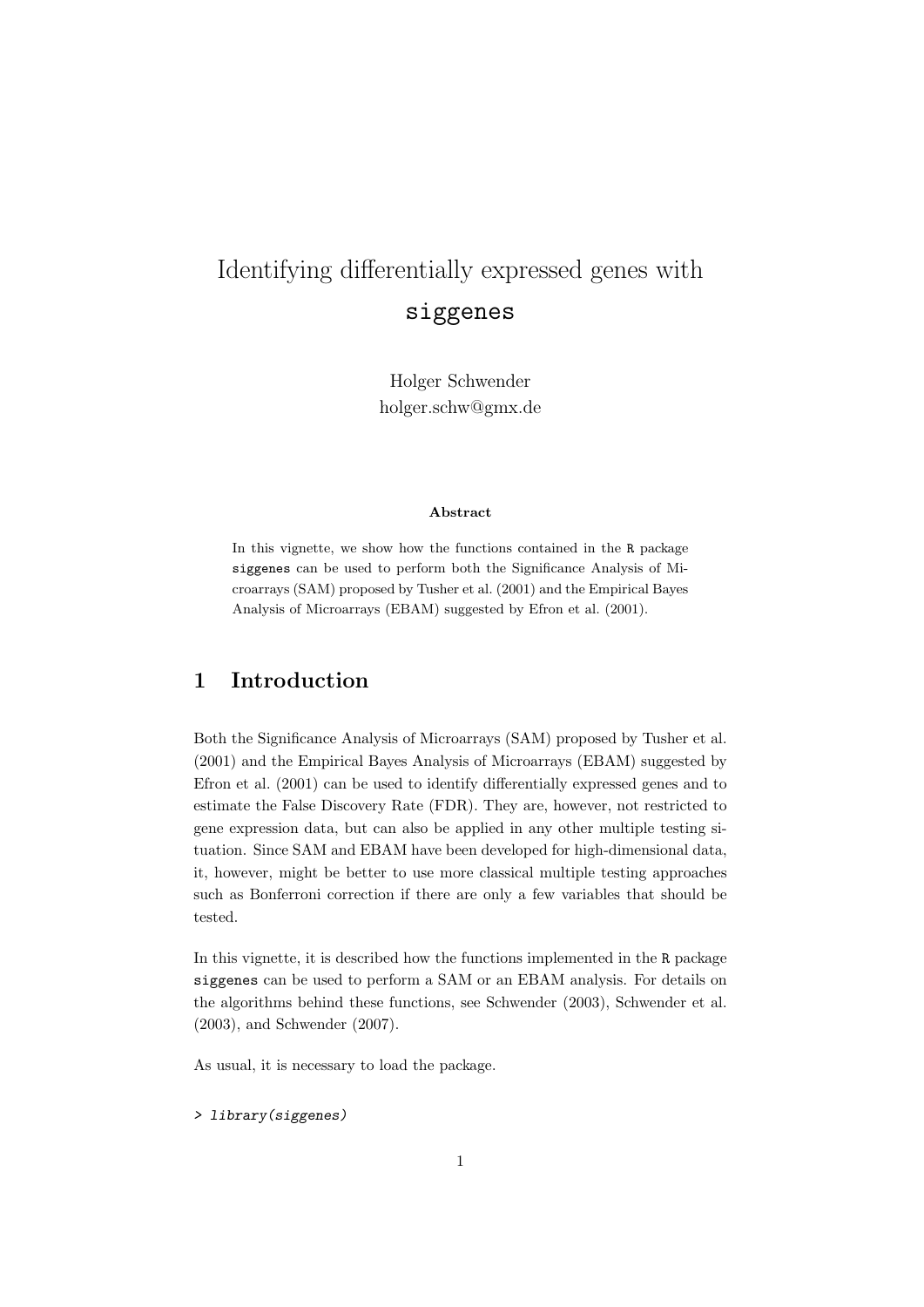# Identifying differentially expressed genes with `siggenes`

Holger Schwender
holger.schw@gmx.de

**Abstract**

In this vignette, we show how the functions contained in the `R` package `siggenes` can be used to perform both the Significance Analysis of Microarrays (SAM) proposed by Tusher et al. (2001) and the Empirical Bayes Analysis of Microarrays (EBAM) suggested by Efron et al. (2001).

## 1 Introduction

Both the Significance Analysis of Microarrays (SAM) proposed by Tusher et al. (2001) and the Empirical Bayes Analysis of Microarrays (EBAM) suggested by Efron et al. (2001) can be used to identify differentially expressed genes and to estimate the False Discovery Rate (FDR). They are, however, not restricted to gene expression data, but can also be applied in any other multiple testing situation. Since SAM and EBAM have been developed for high-dimensional data, it, however, might be better to use more classical multiple testing approaches such as Bonferroni correction if there are only a few variables that should be tested.

In this vignette, it is described how the functions implemented in the `R` package `siggenes` can be used to perform a SAM or an EBAM analysis. For details on the algorithms behind these functions, see Schwender (2003), Schwender et al. (2003), and Schwender (2007).

As usual, it is necessary to load the package.

```
> library(siggenes)
```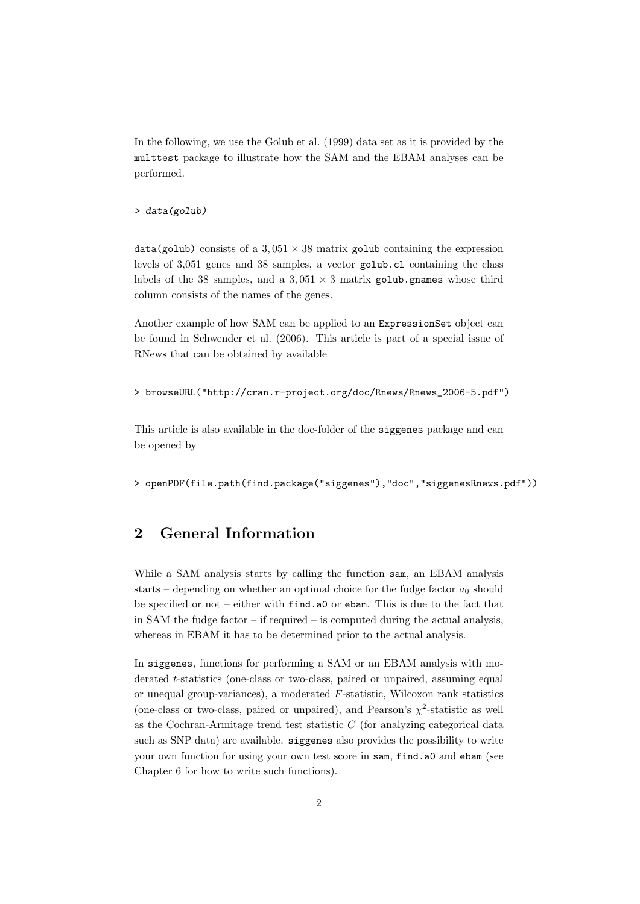In the following, we use the Golub et al. (1999) data set as it is provided by the `multtest` package to illustrate how the SAM and the EBAM analyses can be performed.

```
> data(golub)
```

`data(golub)` consists of a $3,051 \times 38$ matrix `golub` containing the expression levels of 3,051 genes and 38 samples, a vector `golub.cl` containing the class labels of the 38 samples, and a $3,051 \times 3$ matrix `golub.gnames` whose third column consists of the names of the genes.

Another example of how SAM can be applied to an `ExpressionSet` object can be found in Schwender et al. (2006). This article is part of a special issue of RNews that can be obtained by available

```
> browseURL("http://cran.r-project.org/doc/Rnews/Rnews_2006-5.pdf")
```

This article is also available in the doc-folder of the `siggenes` package and can be opened by

```
> openPDF(file.path(find.package("siggenes"),"doc","siggenesRnews.pdf"))
```

## 2 General Information

While a SAM analysis starts by calling the function `sam`, an EBAM analysis starts – depending on whether an optimal choice for the fudge factor $a_0$ should be specified or not – either with `find.a0` or `ebam`. This is due to the fact that in SAM the fudge factor – if required – is computed during the actual analysis, whereas in EBAM it has to be determined prior to the actual analysis.

In `siggenes`, functions for performing a SAM or an EBAM analysis with moderated $t$-statistics (one-class or two-class, paired or unpaired, assuming equal or unequal group-variances), a moderated $F$-statistic, Wilcoxon rank statistics (one-class or two-class, paired or unpaired), and Pearson's $\chi^2$-statistic as well as the Cochran-Armitage trend test statistic $C$ (for analyzing categorical data such as SNP data) are available. `siggenes` also provides the possibility to write your own function for using your own test score in `sam`, `find.a0` and `ebam` (see Chapter 6 for how to write such functions).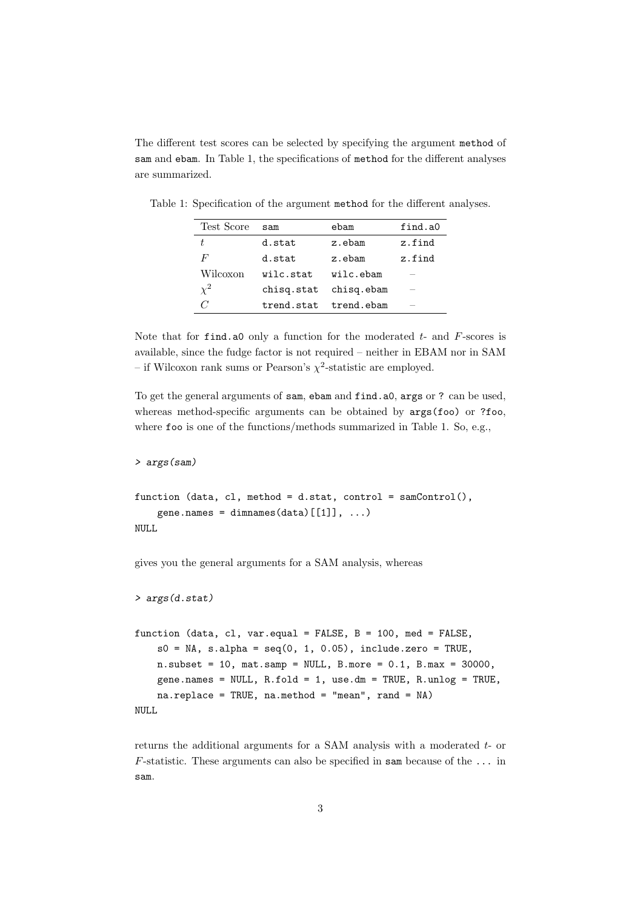The different test scores can be selected by specifying the argument `method` of `sam` and `ebam`. In Table 1, the specifications of `method` for the different analyses are summarized.

Table 1: Specification of the argument `method` for the different analyses.

| Test Score | `sam` | `ebam` | `find.a0` |
|---|---|---|---|
| $t$ | `d.stat` | `z.ebam` | `z.find` |
| $F$ | `d.stat` | `z.ebam` | `z.find` |
| Wilcoxon | `wilc.stat` | `wilc.ebam` | – |
| $\chi^2$ | `chisq.stat` | `chisq.ebam` | – |
| $C$ | `trend.stat` | `trend.ebam` | – |

Note that for `find.a0` only a function for the moderated $t$- and $F$-scores is available, since the fudge factor is not required – neither in EBAM nor in SAM – if Wilcoxon rank sums or Pearson's $\chi^2$-statistic are employed.

To get the general arguments of `sam`, `ebam` and `find.a0`, `args` or `?` can be used, whereas method-specific arguments can be obtained by `args(foo)` or `?foo`, where `foo` is one of the functions/methods summarized in Table 1. So, e.g.,

```
> args(sam)

function (data, cl, method = d.stat, control = samControl(),
    gene.names = dimnames(data)[[1]], ...)
NULL
```

gives you the general arguments for a SAM analysis, whereas

```
> args(d.stat)

function (data, cl, var.equal = FALSE, B = 100, med = FALSE,
    s0 = NA, s.alpha = seq(0, 1, 0.05), include.zero = TRUE,
    n.subset = 10, mat.samp = NULL, B.more = 0.1, B.max = 30000,
    gene.names = NULL, R.fold = 1, use.dm = TRUE, R.unlog = TRUE,
    na.replace = TRUE, na.method = "mean", rand = NA)
NULL
```

returns the additional arguments for a SAM analysis with a moderated $t$- or $F$-statistic. These arguments can also be specified in `sam` because of the `...` in `sam`.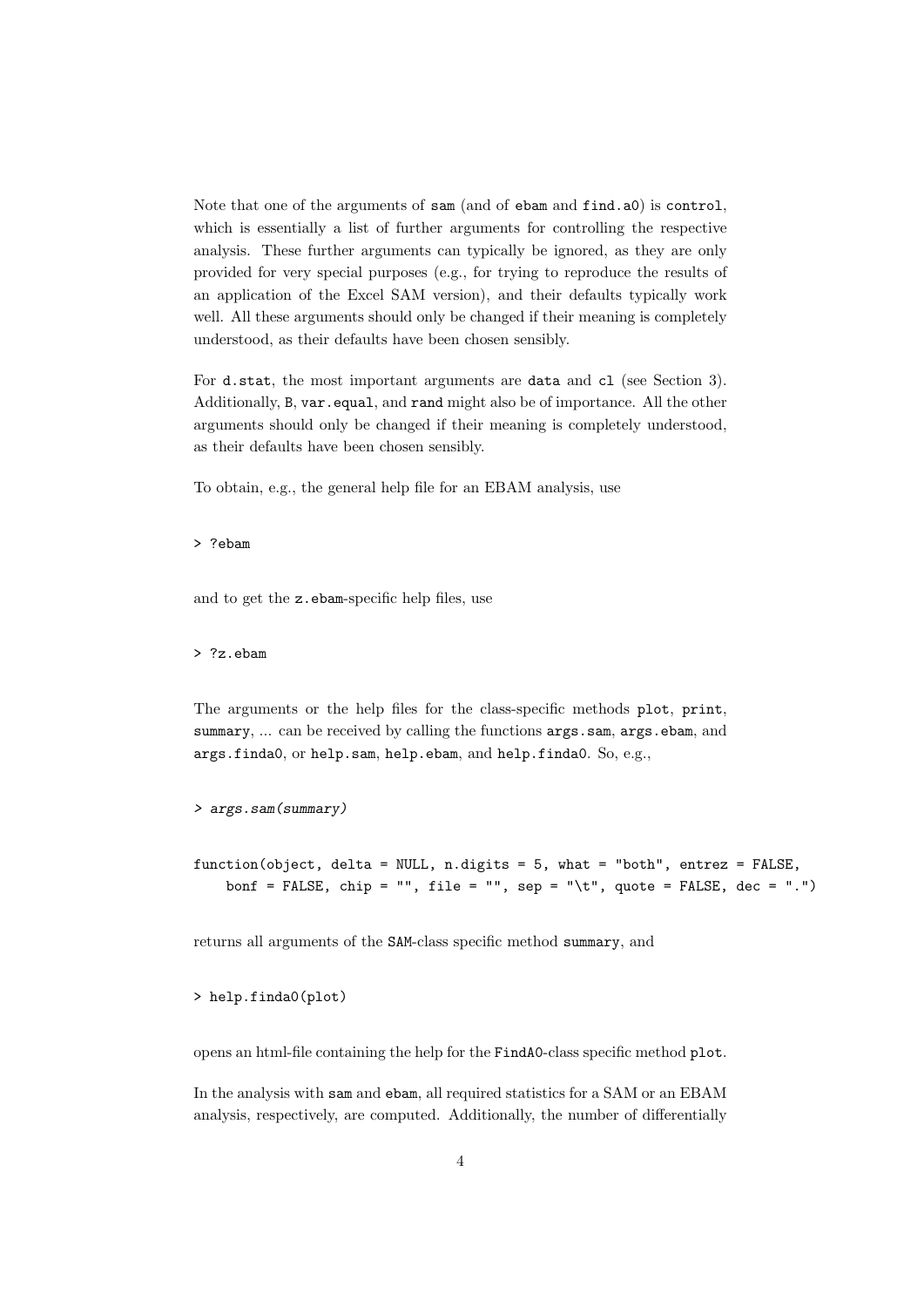Note that one of the arguments of `sam` (and of `ebam` and `find.a0`) is `control`, which is essentially a list of further arguments for controlling the respective analysis. These further arguments can typically be ignored, as they are only provided for very special purposes (e.g., for trying to reproduce the results of an application of the Excel SAM version), and their defaults typically work well. All these arguments should only be changed if their meaning is completely understood, as their defaults have been chosen sensibly.

For `d.stat`, the most important arguments are `data` and `cl` (see Section 3). Additionally, `B`, `var.equal`, and `rand` might also be of importance. All the other arguments should only be changed if their meaning is completely understood, as their defaults have been chosen sensibly.

To obtain, e.g., the general help file for an EBAM analysis, use

```
> ?ebam
```

and to get the `z.ebam`-specific help files, use

```
> ?z.ebam
```

The arguments or the help files for the class-specific methods `plot`, `print`, `summary`, ... can be received by calling the functions `args.sam`, `args.ebam`, and `args.finda0`, or `help.sam`, `help.ebam`, and `help.finda0`. So, e.g.,

```
> args.sam(summary)

function(object, delta = NULL, n.digits = 5, what = "both", entrez = FALSE,
    bonf = FALSE, chip = "", file = "", sep = "\t", quote = FALSE, dec = ".")
```

returns all arguments of the `SAM`-class specific method `summary`, and

```
> help.finda0(plot)
```

opens an html-file containing the help for the `FindA0`-class specific method `plot`.

In the analysis with `sam` and `ebam`, all required statistics for a SAM or an EBAM analysis, respectively, are computed. Additionally, the number of differentially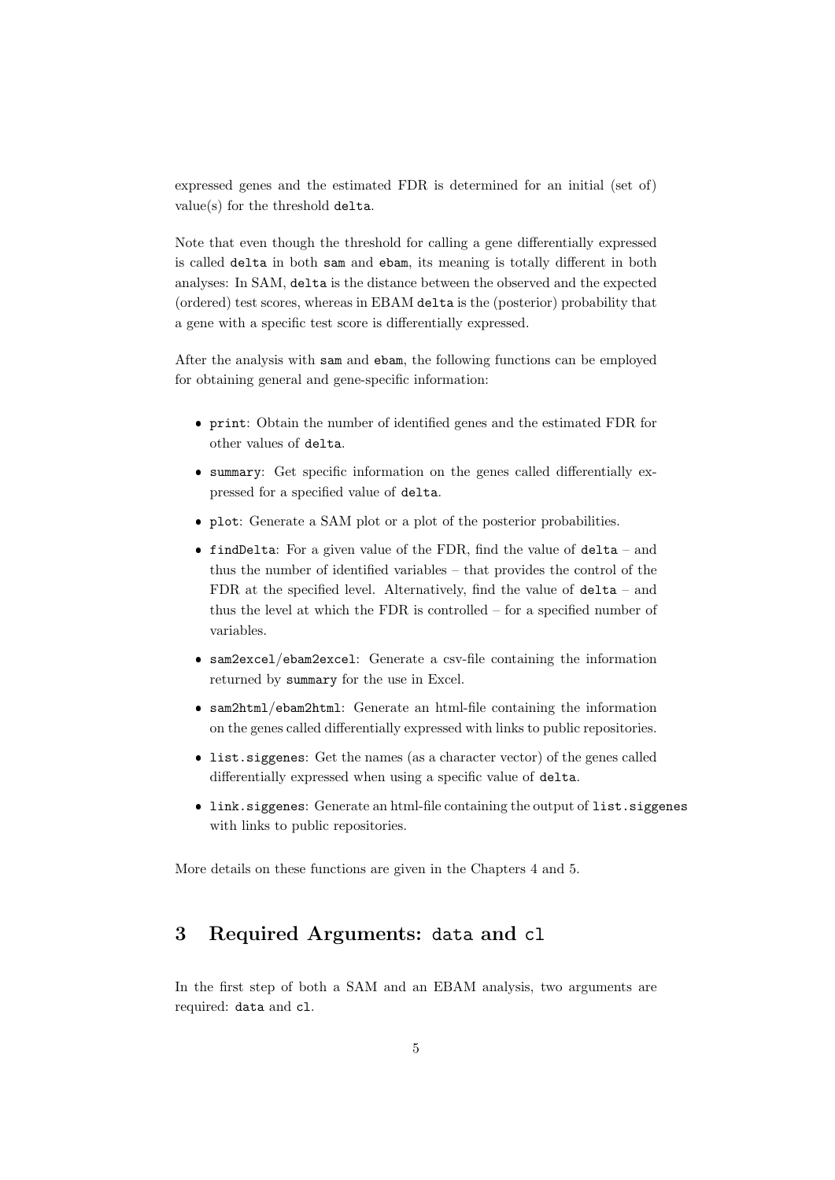expressed genes and the estimated FDR is determined for an initial (set of) value(s) for the threshold `delta`.

Note that even though the threshold for calling a gene differentially expressed is called `delta` in both `sam` and `ebam`, its meaning is totally different in both analyses: In SAM, `delta` is the distance between the observed and the expected (ordered) test scores, whereas in EBAM `delta` is the (posterior) probability that a gene with a specific test score is differentially expressed.

After the analysis with `sam` and `ebam`, the following functions can be employed for obtaining general and gene-specific information:

- `print`: Obtain the number of identified genes and the estimated FDR for other values of `delta`.
- `summary`: Get specific information on the genes called differentially expressed for a specified value of `delta`.
- `plot`: Generate a SAM plot or a plot of the posterior probabilities.
- `findDelta`: For a given value of the FDR, find the value of `delta` – and thus the number of identified variables – that provides the control of the FDR at the specified level. Alternatively, find the value of `delta` – and thus the level at which the FDR is controlled – for a specified number of variables.
- `sam2excel`/`ebam2excel`: Generate a csv-file containing the information returned by `summary` for the use in Excel.
- `sam2html`/`ebam2html`: Generate an html-file containing the information on the genes called differentially expressed with links to public repositories.
- `list.siggenes`: Get the names (as a character vector) of the genes called differentially expressed when using a specific value of `delta`.
- `link.siggenes`: Generate an html-file containing the output of `list.siggenes` with links to public repositories.

More details on these functions are given in the Chapters 4 and 5.

## 3 Required Arguments: `data` and `cl`

In the first step of both a SAM and an EBAM analysis, two arguments are required: `data` and `cl`.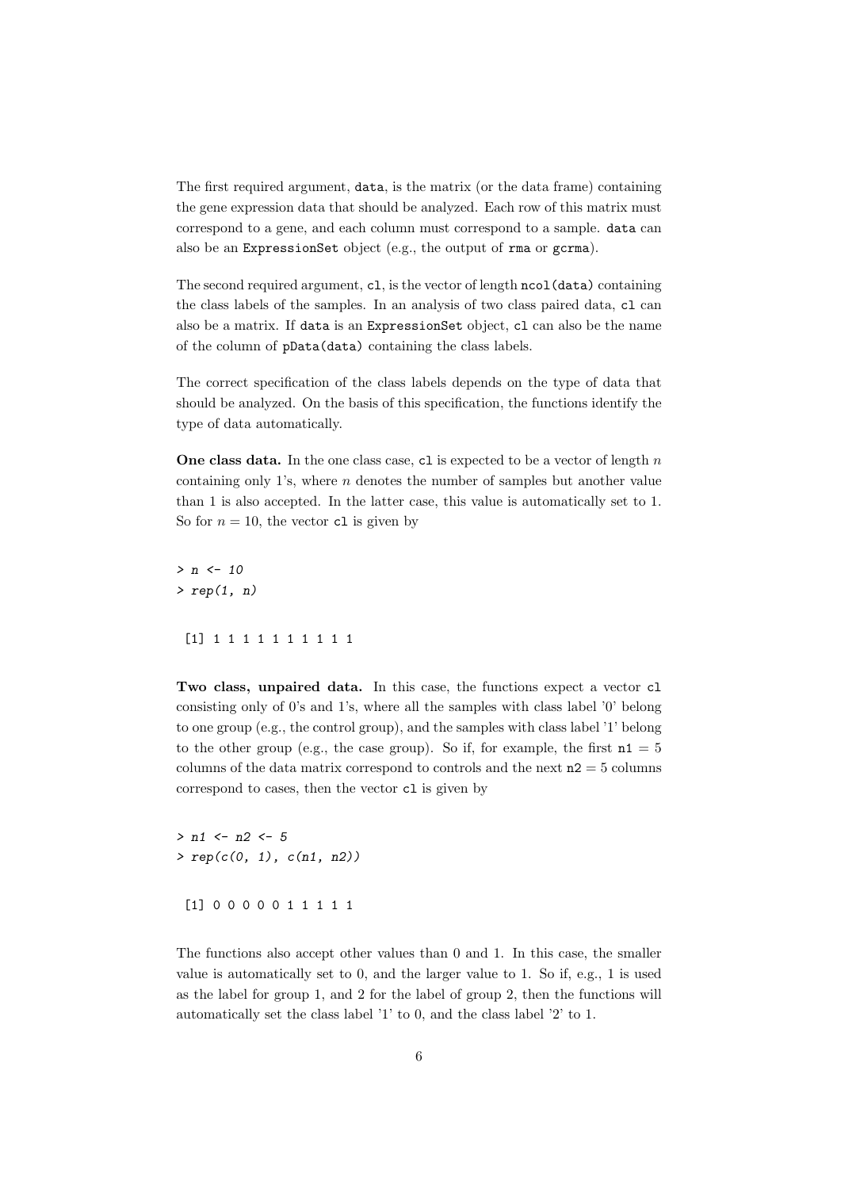The first required argument, `data`, is the matrix (or the data frame) containing the gene expression data that should be analyzed. Each row of this matrix must correspond to a gene, and each column must correspond to a sample. `data` can also be an `ExpressionSet` object (e.g., the output of `rma` or `gcrma`).

The second required argument, `cl`, is the vector of length `ncol(data)` containing the class labels of the samples. In an analysis of two class paired data, `cl` can also be a matrix. If `data` is an `ExpressionSet` object, `cl` can also be the name of the column of `pData(data)` containing the class labels.

The correct specification of the class labels depends on the type of data that should be analyzed. On the basis of this specification, the functions identify the type of data automatically.

**One class data.** In the one class case, `cl` is expected to be a vector of length $n$ containing only 1's, where $n$ denotes the number of samples but another value than 1 is also accepted. In the latter case, this value is automatically set to 1. So for $n = 10$, the vector `cl` is given by

```
> n <- 10
> rep(1, n)

 [1] 1 1 1 1 1 1 1 1 1 1
```

**Two class, unpaired data.** In this case, the functions expect a vector `cl` consisting only of 0's and 1's, where all the samples with class label '0' belong to one group (e.g., the control group), and the samples with class label '1' belong to the other group (e.g., the case group). So if, for example, the first `n1` = 5 columns of the data matrix correspond to controls and the next `n2` = 5 columns correspond to cases, then the vector `cl` is given by

```
> n1 <- n2 <- 5
> rep(c(0, 1), c(n1, n2))

 [1] 0 0 0 0 0 1 1 1 1 1
```

The functions also accept other values than 0 and 1. In this case, the smaller value is automatically set to 0, and the larger value to 1. So if, e.g., 1 is used as the label for group 1, and 2 for the label of group 2, then the functions will automatically set the class label '1' to 0, and the class label '2' to 1.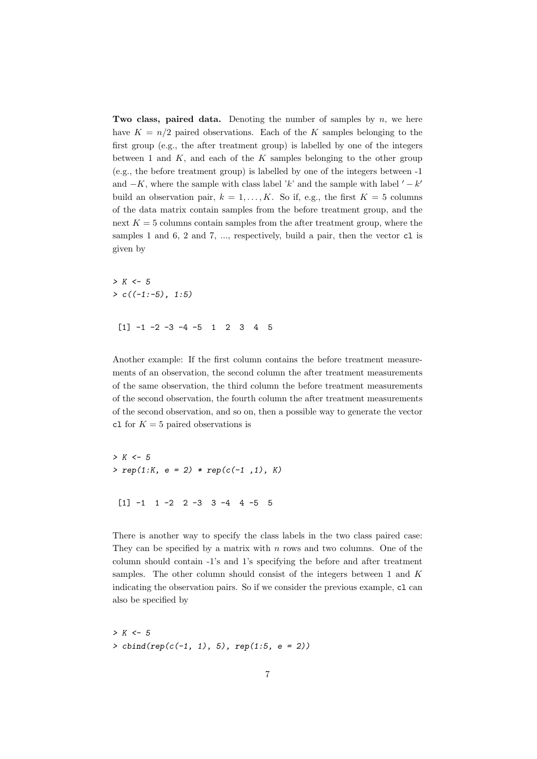**Two class, paired data.** Denoting the number of samples by $n$, we here have $K = n/2$ paired observations. Each of the $K$ samples belonging to the first group (e.g., the after treatment group) is labelled by one of the integers between 1 and $K$, and each of the $K$ samples belonging to the other group (e.g., the before treatment group) is labelled by one of the integers between -1 and $-K$, where the sample with class label '$k$' and the sample with label '$-k$' build an observation pair, $k = 1, \ldots, K$. So if, e.g., the first $K = 5$ columns of the data matrix contain samples from the before treatment group, and the next $K = 5$ columns contain samples from the after treatment group, where the samples 1 and 6, 2 and 7, ..., respectively, build a pair, then the vector `cl` is given by

```
> K <- 5
> c((-1:-5), 1:5)

 [1] -1 -2 -3 -4 -5  1  2  3  4  5
```

Another example: If the first column contains the before treatment measurements of an observation, the second column the after treatment measurements of the same observation, the third column the before treatment measurements of the second observation, the fourth column the after treatment measurements of the second observation, and so on, then a possible way to generate the vector `cl` for $K = 5$ paired observations is

```
> K <- 5
> rep(1:K, e = 2) * rep(c(-1 ,1), K)

 [1] -1  1 -2  2 -3  3 -4  4 -5  5
```

There is another way to specify the class labels in the two class paired case: They can be specified by a matrix with $n$ rows and two columns. One of the column should contain -1's and 1's specifying the before and after treatment samples. The other column should consist of the integers between 1 and $K$ indicating the observation pairs. So if we consider the previous example, `cl` can also be specified by

```
> K <- 5
> cbind(rep(c(-1, 1), 5), rep(1:5, e = 2))
```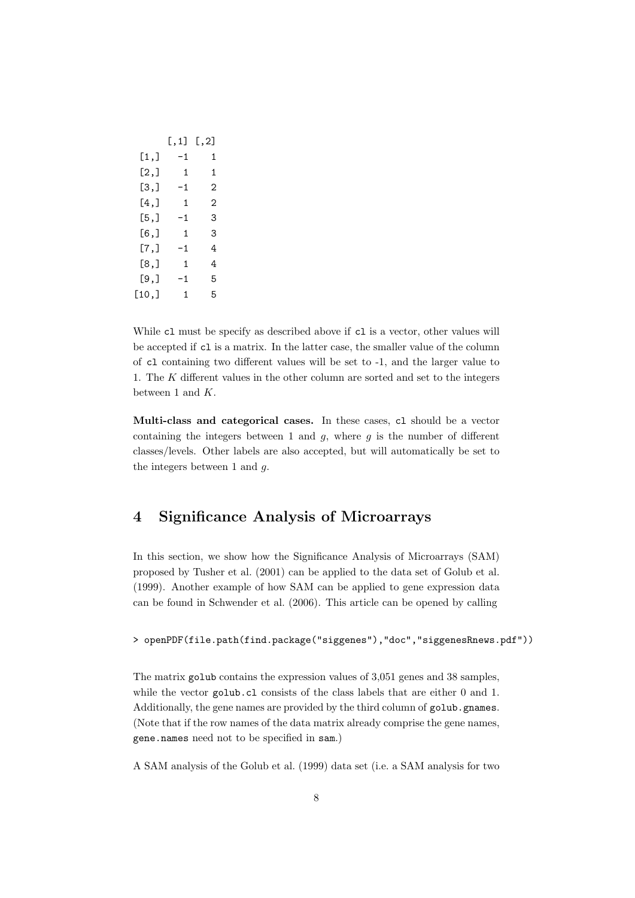```
      [,1] [,2]
 [1,]   -1    1
 [2,]    1    1
 [3,]   -1    2
 [4,]    1    2
 [5,]   -1    3
 [6,]    1    3
 [7,]   -1    4
 [8,]    1    4
 [9,]   -1    5
[10,]    1    5
```

While `cl` must be specify as described above if `cl` is a vector, other values will be accepted if `cl` is a matrix. In the latter case, the smaller value of the column of `cl` containing two different values will be set to -1, and the larger value to 1. The $K$ different values in the other column are sorted and set to the integers between 1 and $K$.

**Multi-class and categorical cases.** In these cases, `cl` should be a vector containing the integers between 1 and $g$, where $g$ is the number of different classes/levels. Other labels are also accepted, but will automatically be set to the integers between 1 and $g$.

## 4 Significance Analysis of Microarrays

In this section, we show how the Significance Analysis of Microarrays (SAM) proposed by Tusher et al. (2001) can be applied to the data set of Golub et al. (1999). Another example of how SAM can be applied to gene expression data can be found in Schwender et al. (2006). This article can be opened by calling

```
> openPDF(file.path(find.package("siggenes"),"doc","siggenesRnews.pdf"))
```

The matrix `golub` contains the expression values of 3,051 genes and 38 samples, while the vector `golub.cl` consists of the class labels that are either 0 and 1. Additionally, the gene names are provided by the third column of `golub.gnames`. (Note that if the row names of the data matrix already comprise the gene names, `gene.names` need not to be specified in `sam`.)

A SAM analysis of the Golub et al. (1999) data set (i.e. a SAM analysis for two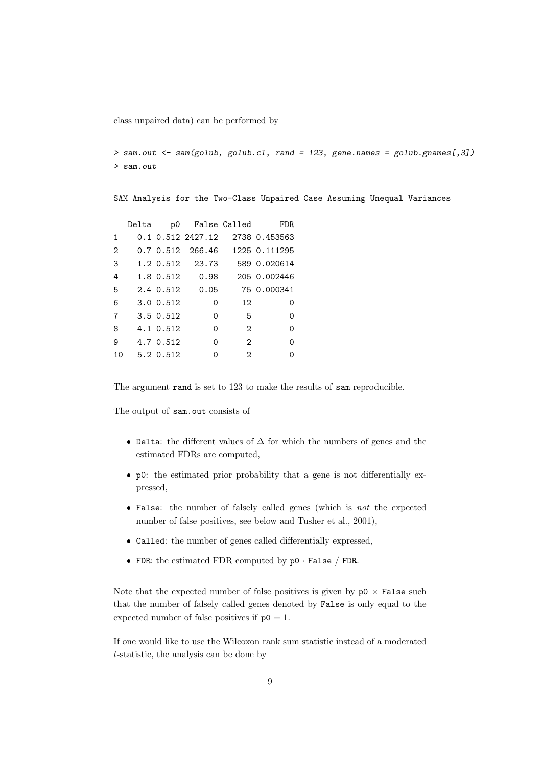class unpaired data) can be performed by

```
> sam.out <- sam(golub, golub.cl, rand = 123, gene.names = golub.gnames[,3])
> sam.out
```

```
SAM Analysis for the Two-Class Unpaired Case Assuming Unequal Variances

   Delta    p0   False Called      FDR
1    0.1 0.512 2427.12   2738 0.453563
2    0.7 0.512  266.46   1225 0.111295
3    1.2 0.512   23.73    589 0.020614
4    1.8 0.512    0.98    205 0.002446
5    2.4 0.512    0.05     75 0.000341
6    3.0 0.512       0     12        0
7    3.5 0.512       0      5        0
8    4.1 0.512       0      2        0
9    4.7 0.512       0      2        0
10   5.2 0.512       0      2        0
```

The argument `rand` is set to 123 to make the results of `sam` reproducible.

The output of `sam.out` consists of

- `Delta`: the different values of $\Delta$ for which the numbers of genes and the estimated FDRs are computed,
- `p0`: the estimated prior probability that a gene is not differentially expressed,
- `False`: the number of falsely called genes (which is *not* the expected number of false positives, see below and Tusher et al., 2001),
- `Called`: the number of genes called differentially expressed,
- `FDR`: the estimated FDR computed by `p0` $\cdot$ `False` / `FDR`.

Note that the expected number of false positives is given by `p0` $\times$ `False` such that the number of falsely called genes denoted by `False` is only equal to the expected number of false positives if `p0` $= 1$.

If one would like to use the Wilcoxon rank sum statistic instead of a moderated $t$-statistic, the analysis can be done by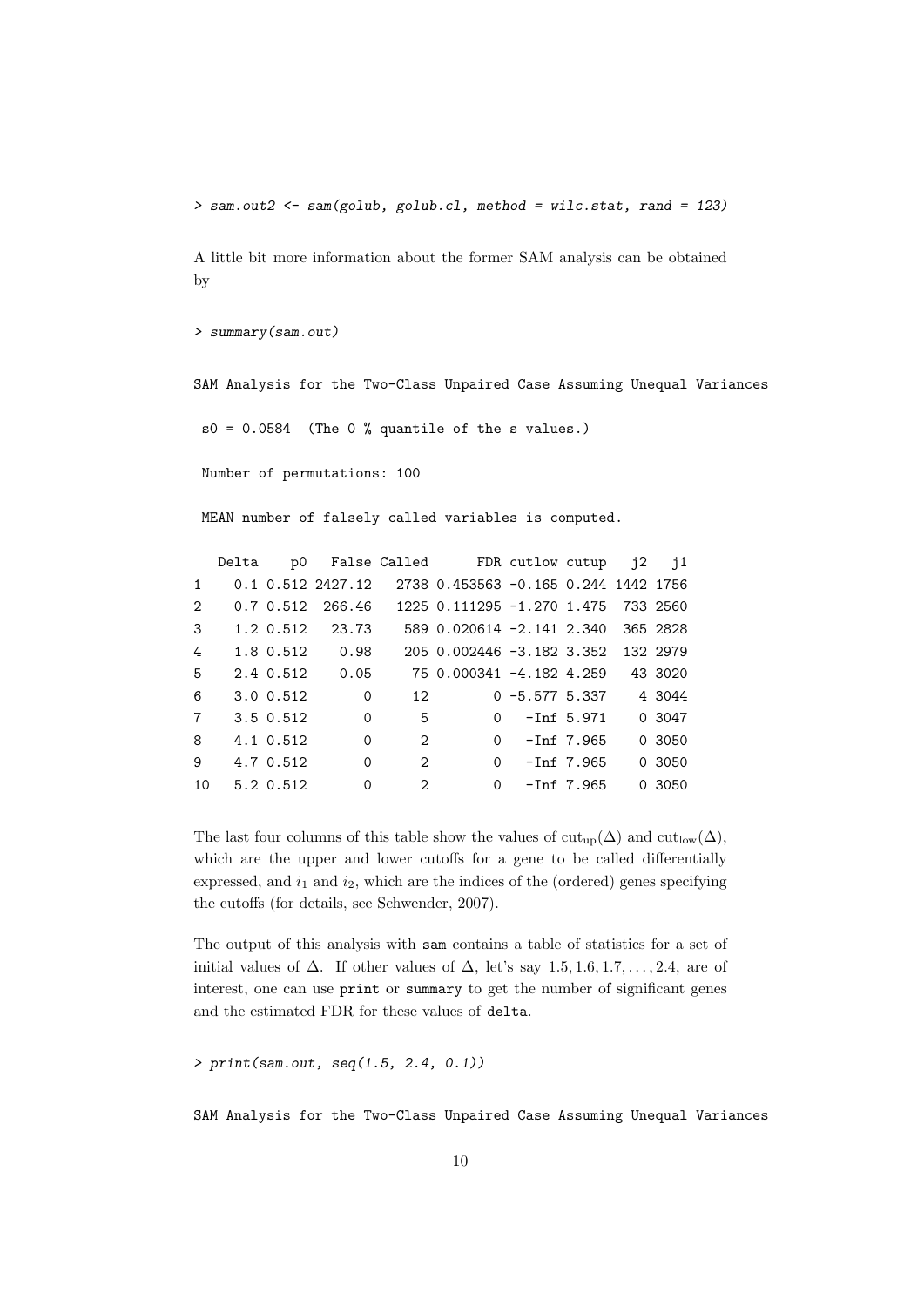```
> sam.out2 <- sam(golub, golub.cl, method = wilc.stat, rand = 123)
```

A little bit more information about the former SAM analysis can be obtained by

```
> summary(sam.out)

SAM Analysis for the Two-Class Unpaired Case Assuming Unequal Variances

 s0 = 0.0584  (The 0 % quantile of the s values.)

 Number of permutations: 100

 MEAN number of falsely called variables is computed.

   Delta    p0   False Called      FDR cutlow cutup   j2   j1
1    0.1 0.512 2427.12   2738 0.453563 -0.165 0.244 1442 1756
2    0.7 0.512  266.46   1225 0.111295 -1.270 1.475  733 2560
3    1.2 0.512   23.73    589 0.020614 -2.141 2.340  365 2828
4    1.8 0.512    0.98    205 0.002446 -3.182 3.352  132 2979
5    2.4 0.512    0.05     75 0.000341 -4.182 4.259   43 3020
6    3.0 0.512       0     12        0 -5.577 5.337    4 3044
7    3.5 0.512       0      5        0   -Inf 5.971    0 3047
8    4.1 0.512       0      2        0   -Inf 7.965    0 3050
9    4.7 0.512       0      2        0   -Inf 7.965    0 3050
10   5.2 0.512       0      2        0   -Inf 7.965    0 3050
```

The last four columns of this table show the values of $\text{cut}_{\text{up}}(\Delta)$ and $\text{cut}_{\text{low}}(\Delta)$, which are the upper and lower cutoffs for a gene to be called differentially expressed, and $i_1$ and $i_2$, which are the indices of the (ordered) genes specifying the cutoffs (for details, see Schwender, 2007).

The output of this analysis with `sam` contains a table of statistics for a set of initial values of $\Delta$. If other values of $\Delta$, let's say $1.5, 1.6, 1.7, \ldots, 2.4$, are of interest, one can use `print` or `summary` to get the number of significant genes and the estimated FDR for these values of `delta`.

```
> print(sam.out, seq(1.5, 2.4, 0.1))

SAM Analysis for the Two-Class Unpaired Case Assuming Unequal Variances
```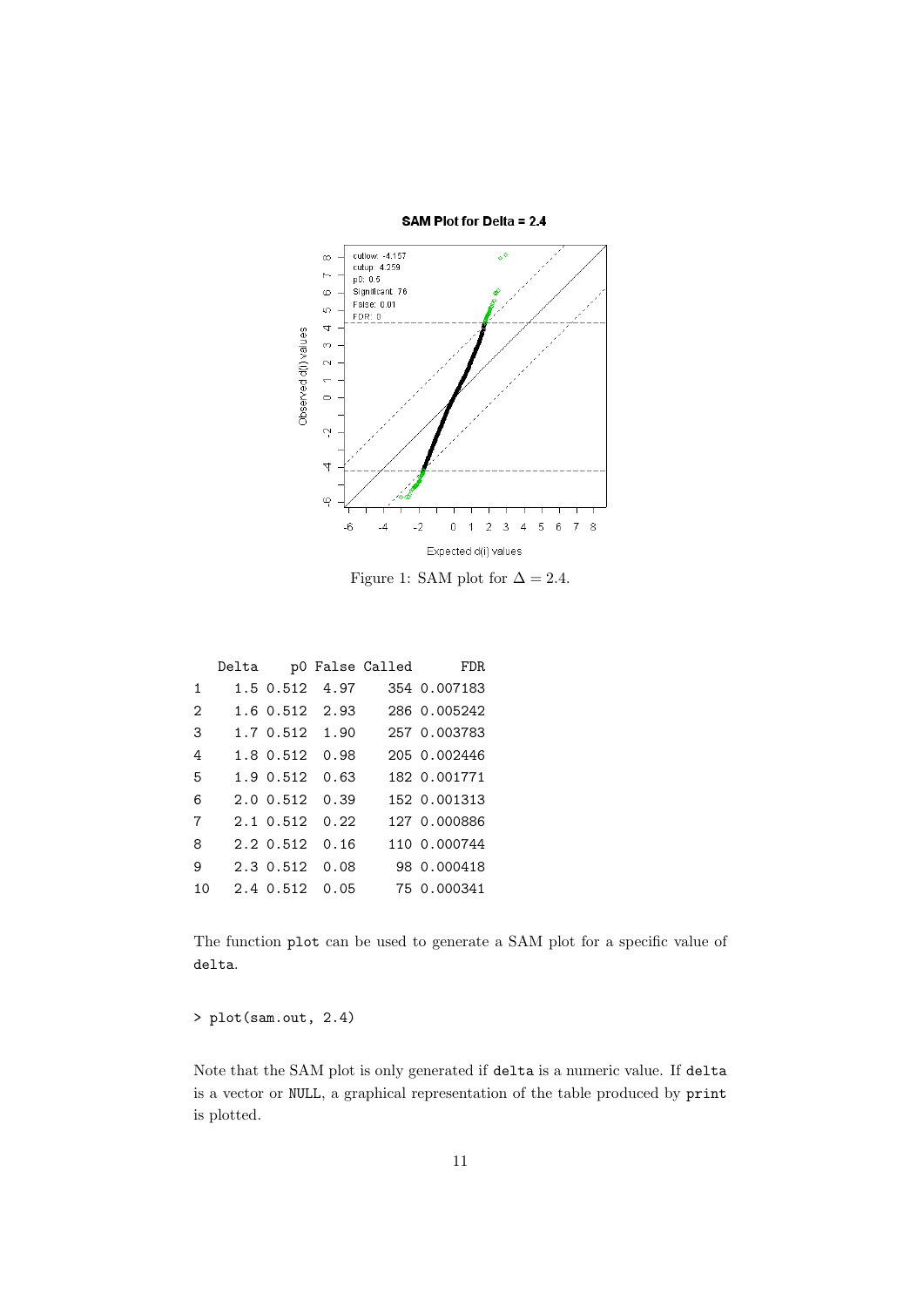Figure 1: SAM plot for $\Delta = 2.4$.

```
   Delta    p0 False Called      FDR
1    1.5 0.512  4.97    354 0.007183
2    1.6 0.512  2.93    286 0.005242
3    1.7 0.512  1.90    257 0.003783
4    1.8 0.512  0.98    205 0.002446
5    1.9 0.512  0.63    182 0.001771
6    2.0 0.512  0.39    152 0.001313
7    2.1 0.512  0.22    127 0.000886
8    2.2 0.512  0.16    110 0.000744
9    2.3 0.512  0.08     98 0.000418
10   2.4 0.512  0.05     75 0.000341
```

The function `plot` can be used to generate a SAM plot for a specific value of `delta`.

```
> plot(sam.out, 2.4)
```

Note that the SAM plot is only generated if `delta` is a numeric value. If `delta` is a vector or `NULL`, a graphical representation of the table produced by `print` is plotted.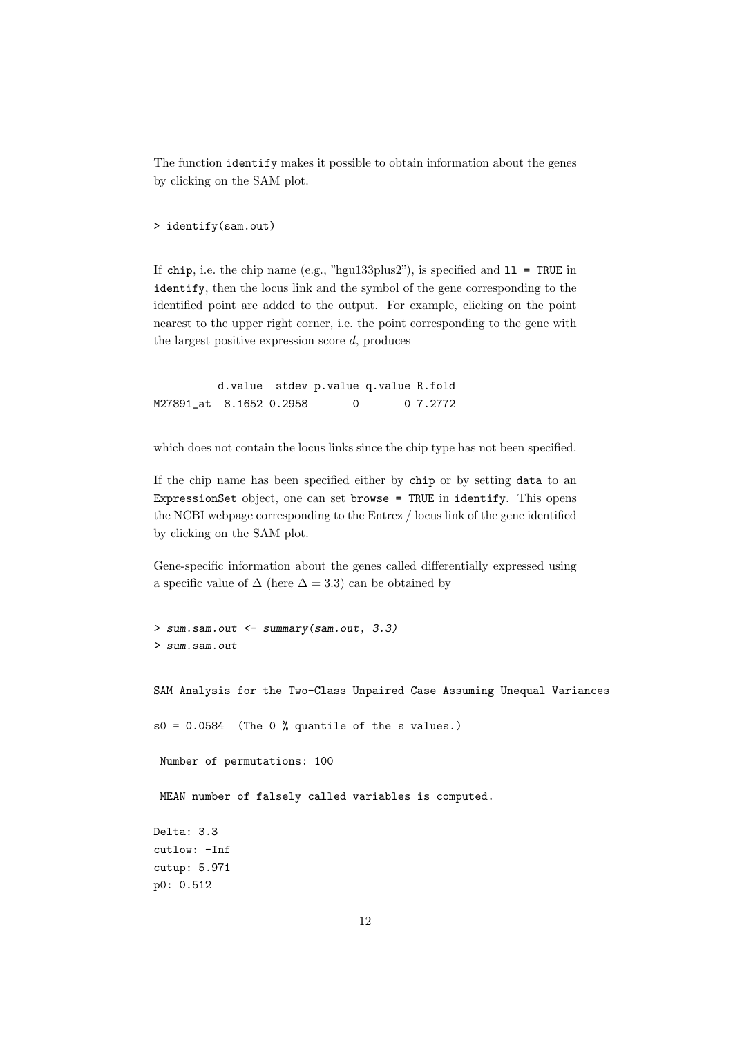The function `identify` makes it possible to obtain information about the genes by clicking on the SAM plot.

```
> identify(sam.out)
```

If `chip`, i.e. the chip name (e.g., "hgu133plus2"), is specified and `ll = TRUE` in `identify`, then the locus link and the symbol of the gene corresponding to the identified point are added to the output. For example, clicking on the point nearest to the upper right corner, i.e. the point corresponding to the gene with the largest positive expression score $d$, produces

```
          d.value  stdev p.value q.value R.fold
M27891_at  8.1652 0.2958       0       0 7.2772
```

which does not contain the locus links since the chip type has not been specified.

If the chip name has been specified either by `chip` or by setting `data` to an `ExpressionSet` object, one can set `browse = TRUE` in `identify`. This opens the NCBI webpage corresponding to the Entrez / locus link of the gene identified by clicking on the SAM plot.

Gene-specific information about the genes called differentially expressed using a specific value of $\Delta$ (here $\Delta = 3.3$) can be obtained by

```
> sum.sam.out <- summary(sam.out, 3.3)
> sum.sam.out
```

```
SAM Analysis for the Two-Class Unpaired Case Assuming Unequal Variances

s0 = 0.0584  (The 0 % quantile of the s values.)

 Number of permutations: 100

 MEAN number of falsely called variables is computed.

Delta: 3.3
cutlow: -Inf
cutup: 5.971
p0: 0.512
```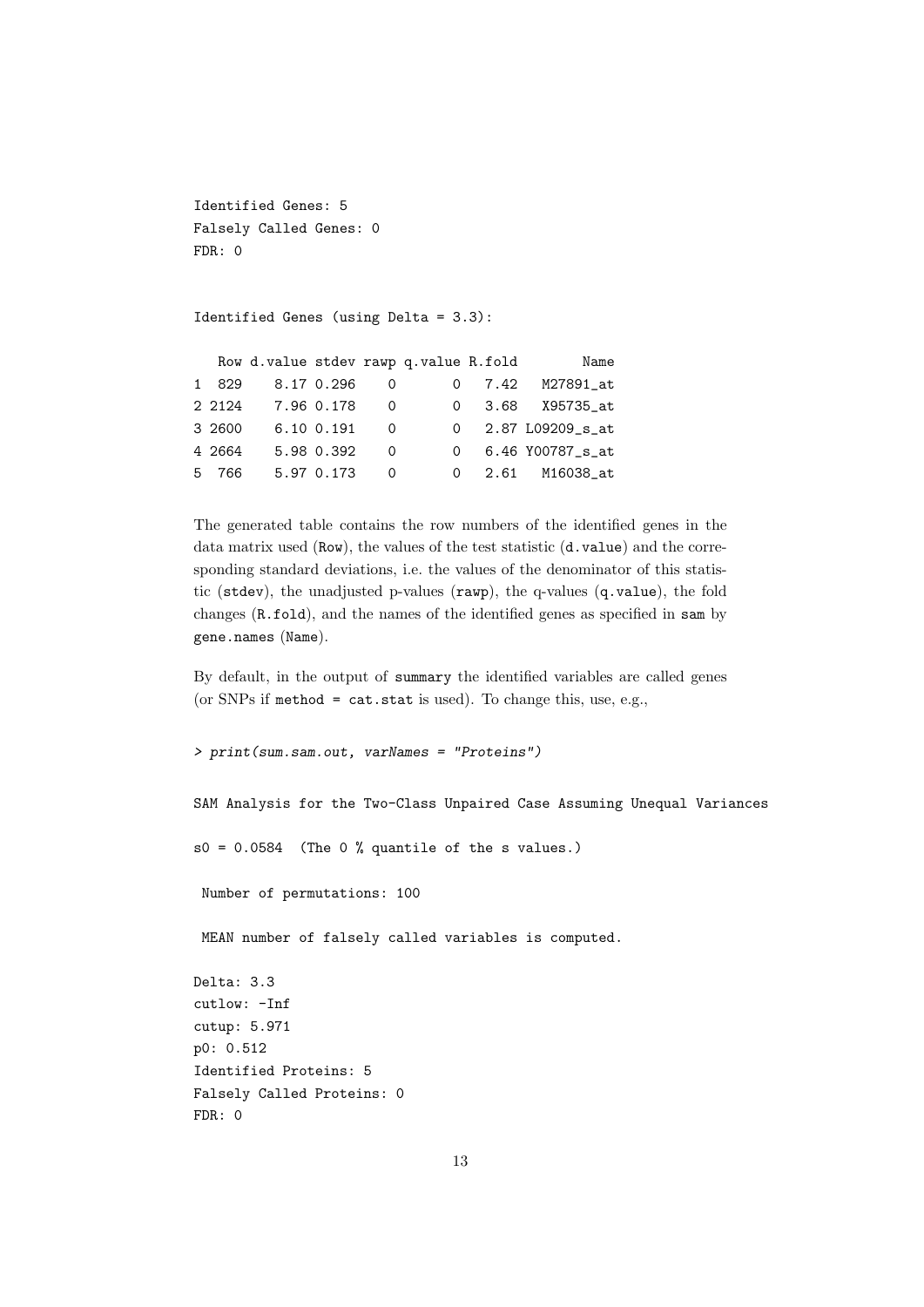```
Identified Genes: 5
Falsely Called Genes: 0
FDR: 0


Identified Genes (using Delta = 3.3):

   Row d.value stdev rawp q.value R.fold        Name
1  829    8.17 0.296    0       0   7.42   M27891_at
2 2124    7.96 0.178    0       0   3.68   X95735_at
3 2600    6.10 0.191    0       0   2.87 L09209_s_at
4 2664    5.98 0.392    0       0   6.46 Y00787_s_at
5  766    5.97 0.173    0       0   2.61   M16038_at
```

The generated table contains the row numbers of the identified genes in the data matrix used (`Row`), the values of the test statistic (`d.value`) and the corresponding standard deviations, i.e. the values of the denominator of this statistic (`stdev`), the unadjusted p-values (`rawp`), the q-values (`q.value`), the fold changes (`R.fold`), and the names of the identified genes as specified in `sam` by `gene.names` (`Name`).

By default, in the output of `summary` the identified variables are called genes (or SNPs if `method = cat.stat` is used). To change this, use, e.g.,

```
> print(sum.sam.out, varNames = "Proteins")

SAM Analysis for the Two-Class Unpaired Case Assuming Unequal Variances

s0 = 0.0584  (The 0 % quantile of the s values.)

 Number of permutations: 100

 MEAN number of falsely called variables is computed.

Delta: 3.3
cutlow: -Inf
cutup: 5.971
p0: 0.512
Identified Proteins: 5
Falsely Called Proteins: 0
FDR: 0
```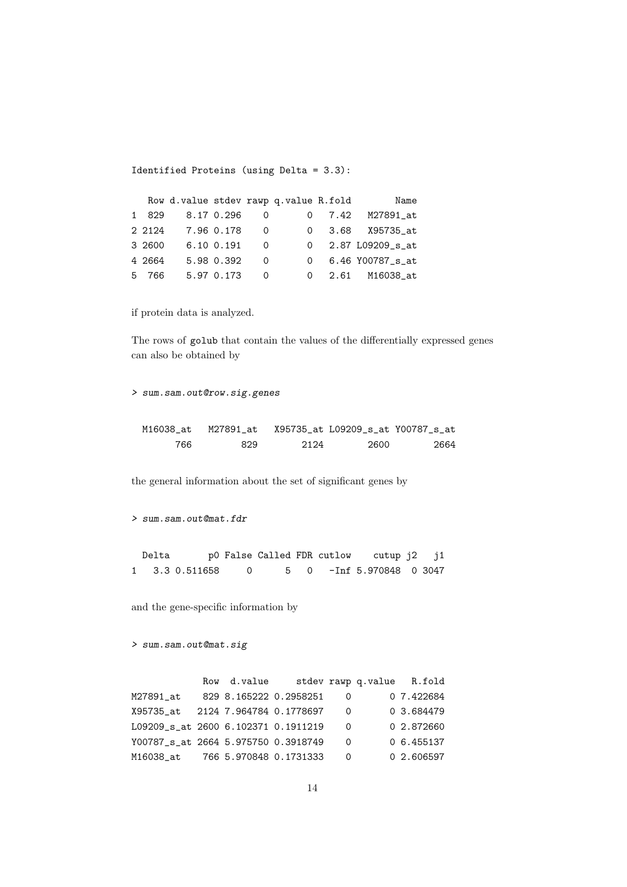```
Identified Proteins (using Delta = 3.3):

   Row d.value stdev rawp q.value R.fold         Name
1  829    8.17 0.296    0       0   7.42   M27891_at
2 2124    7.96 0.178    0       0   3.68   X95735_at
3 2600    6.10 0.191    0       0   2.87 L09209_s_at
4 2664    5.98 0.392    0       0   6.46 Y00787_s_at
5  766    5.97 0.173    0       0   2.61   M16038_at
```

if protein data is analyzed.

The rows of `golub` that contain the values of the differentially expressed genes can also be obtained by

```
> sum.sam.out@row.sig.genes
```

```
  M16038_at   M27891_at   X95735_at L09209_s_at Y00787_s_at
        766         829        2124        2600        2664
```

the general information about the set of significant genes by

```
> sum.sam.out@mat.fdr
```

```
  Delta       p0 False Called FDR cutlow    cutup j2   j1
1   3.3 0.511658     0      5   0   -Inf 5.970848  0 3047
```

and the gene-specific information by

```
> sum.sam.out@mat.sig
```

```
             Row  d.value     stdev rawp q.value   R.fold
M27891_at    829 8.165222 0.2958251    0       0 7.422684
X95735_at   2124 7.964784 0.1778697    0       0 3.684479
L09209_s_at 2600 6.102371 0.1911219    0       0 2.872660
Y00787_s_at 2664 5.975750 0.3918749    0       0 6.455137
M16038_at    766 5.970848 0.1731333    0       0 2.606597
```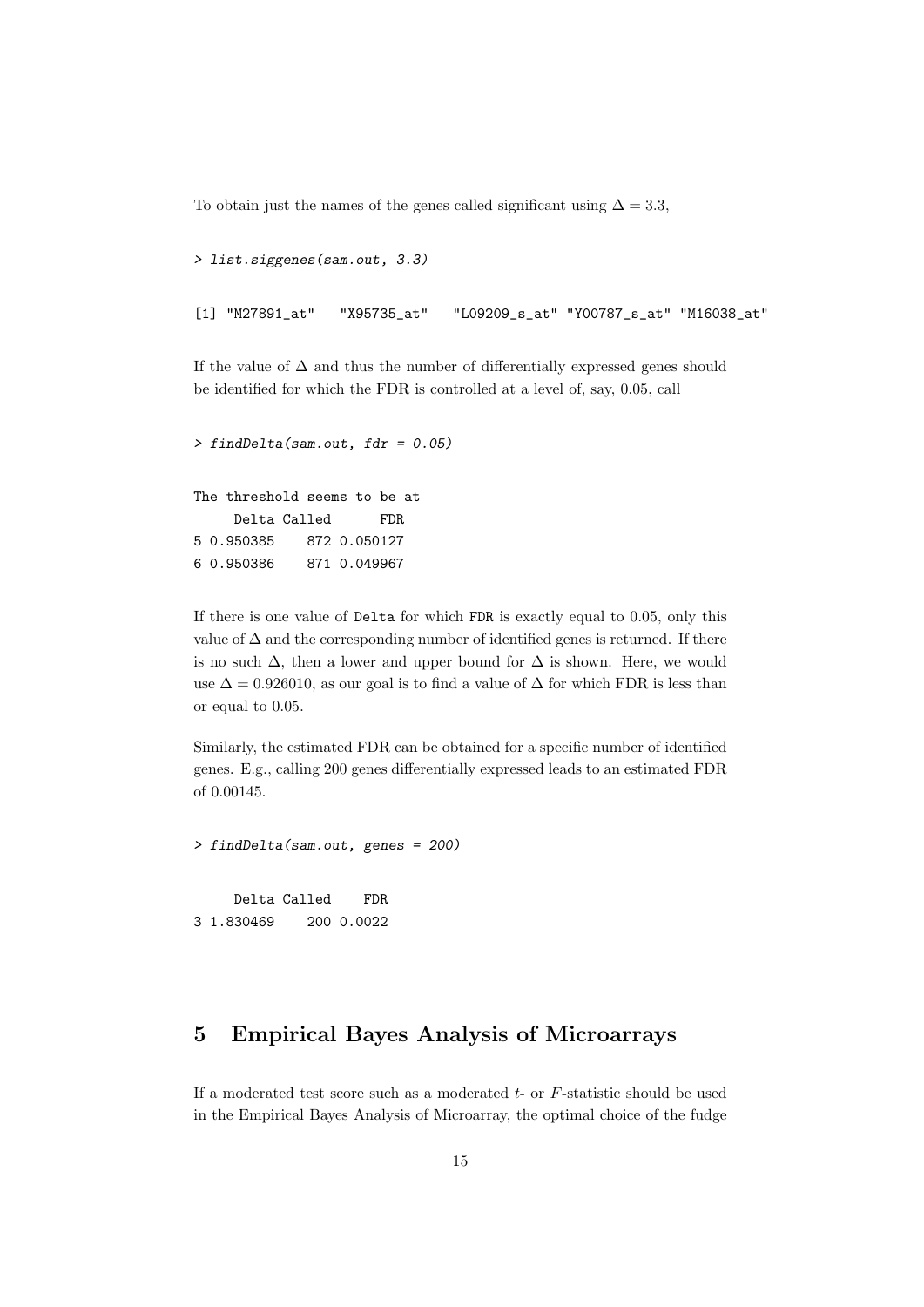To obtain just the names of the genes called significant using $\Delta = 3.3$,

```
> list.siggenes(sam.out, 3.3)

[1] "M27891_at"   "X95735_at"   "L09209_s_at" "Y00787_s_at" "M16038_at"
```

If the value of $\Delta$ and thus the number of differentially expressed genes should be identified for which the FDR is controlled at a level of, say, 0.05, call

```
> findDelta(sam.out, fdr = 0.05)

The threshold seems to be at
     Delta Called      FDR
5 0.950385    872 0.050127
6 0.950386    871 0.049967
```

If there is one value of `Delta` for which `FDR` is exactly equal to 0.05, only this value of $\Delta$ and the corresponding number of identified genes is returned. If there is no such $\Delta$, then a lower and upper bound for $\Delta$ is shown. Here, we would use $\Delta = 0.926010$, as our goal is to find a value of $\Delta$ for which FDR is less than or equal to 0.05.

Similarly, the estimated FDR can be obtained for a specific number of identified genes. E.g., calling 200 genes differentially expressed leads to an estimated FDR of 0.00145.

```
> findDelta(sam.out, genes = 200)

     Delta Called    FDR
3 1.830469    200 0.0022
```

## 5 Empirical Bayes Analysis of Microarrays

If a moderated test score such as a moderated $t$- or $F$-statistic should be used in the Empirical Bayes Analysis of Microarray, the optimal choice of the fudge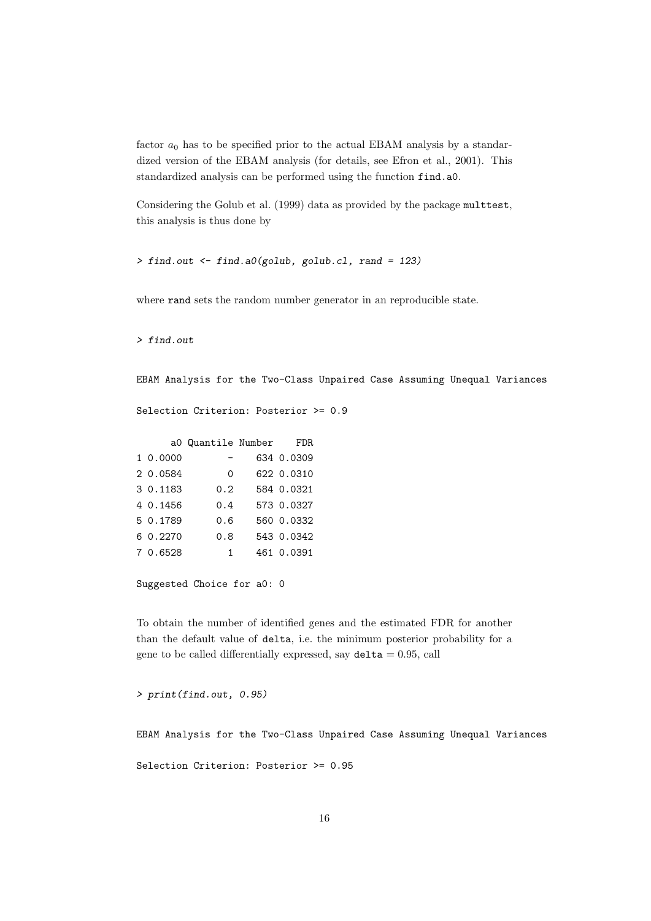factor $a_0$ has to be specified prior to the actual EBAM analysis by a standardized version of the EBAM analysis (for details, see Efron et al., 2001). This standardized analysis can be performed using the function `find.a0`.

Considering the Golub et al. (1999) data as provided by the package `multtest`, this analysis is thus done by

```
> find.out <- find.a0(golub, golub.cl, rand = 123)
```

where `rand` sets the random number generator in an reproducible state.

```
> find.out
```

```
EBAM Analysis for the Two-Class Unpaired Case Assuming Unequal Variances

Selection Criterion: Posterior >= 0.9

      a0 Quantile Number    FDR
1 0.0000        -    634 0.0309
2 0.0584        0    622 0.0310
3 0.1183      0.2    584 0.0321
4 0.1456      0.4    573 0.0327
5 0.1789      0.6    560 0.0332
6 0.2270      0.8    543 0.0342
7 0.6528        1    461 0.0391

Suggested Choice for a0: 0
```

To obtain the number of identified genes and the estimated FDR for another than the default value of `delta`, i.e. the minimum posterior probability for a gene to be called differentially expressed, say `delta` = 0.95, call

```
> print(find.out, 0.95)
```

```
EBAM Analysis for the Two-Class Unpaired Case Assuming Unequal Variances

Selection Criterion: Posterior >= 0.95
```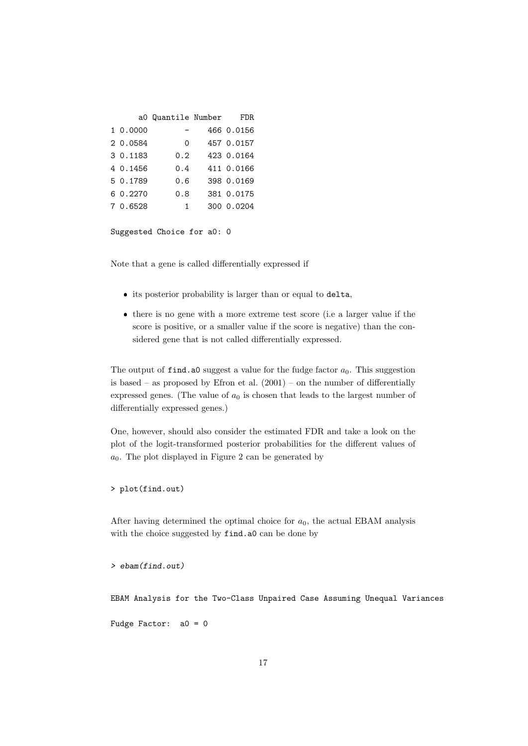```
      a0 Quantile Number    FDR
1 0.0000        -     466 0.0156
2 0.0584        0     457 0.0157
3 0.1183      0.2     423 0.0164
4 0.1456      0.4     411 0.0166
5 0.1789      0.6     398 0.0169
6 0.2270      0.8     381 0.0175
7 0.6528        1     300 0.0204

Suggested Choice for a0: 0
```

Note that a gene is called differentially expressed if

- its posterior probability is larger than or equal to `delta`,
- there is no gene with a more extreme test score (i.e a larger value if the score is positive, or a smaller value if the score is negative) than the considered gene that is not called differentially expressed.

The output of `find.a0` suggest a value for the fudge factor $a_0$. This suggestion is based – as proposed by Efron et al. (2001) – on the number of differentially expressed genes. (The value of $a_0$ is chosen that leads to the largest number of differentially expressed genes.)

One, however, should also consider the estimated FDR and take a look on the plot of the logit-transformed posterior probabilities for the different values of $a_0$. The plot displayed in Figure 2 can be generated by

```
> plot(find.out)
```

After having determined the optimal choice for $a_0$, the actual EBAM analysis with the choice suggested by `find.a0` can be done by

```
> ebam(find.out)

EBAM Analysis for the Two-Class Unpaired Case Assuming Unequal Variances

Fudge Factor:  a0 = 0
```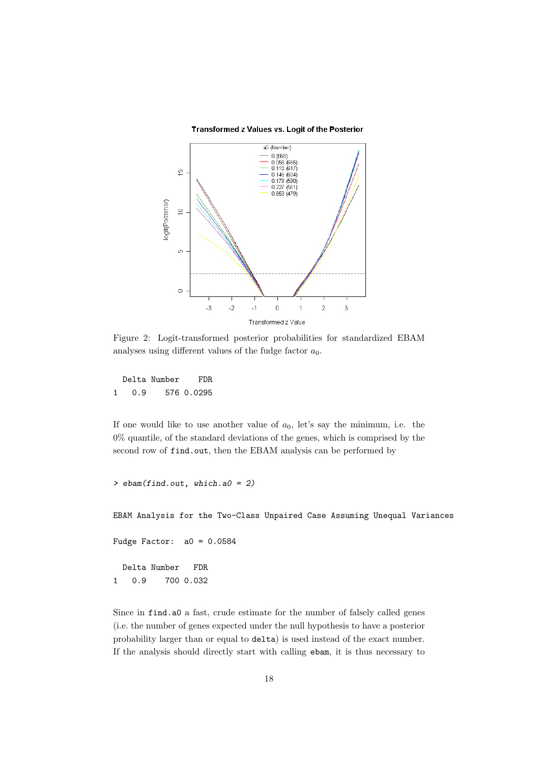Figure 2: Logit-transformed posterior probabilities for standardized EBAM analyses using different values of the fudge factor $a_0$.

```
  Delta Number    FDR
1   0.9    576 0.0295
```

If one would like to use another value of $a_0$, let's say the minimum, i.e. the 0% quantile, of the standard deviations of the genes, which is comprised by the second row of `find.out`, then the EBAM analysis can be performed by

```
> ebam(find.out, which.a0 = 2)

EBAM Analysis for the Two-Class Unpaired Case Assuming Unequal Variances

Fudge Factor:  a0 = 0.0584

  Delta Number   FDR
1   0.9    700 0.032
```

Since in `find.a0` a fast, crude estimate for the number of falsely called genes (i.e. the number of genes expected under the null hypothesis to have a posterior probability larger than or equal to `delta`) is used instead of the exact number. If the analysis should directly start with calling `ebam`, it is thus necessary to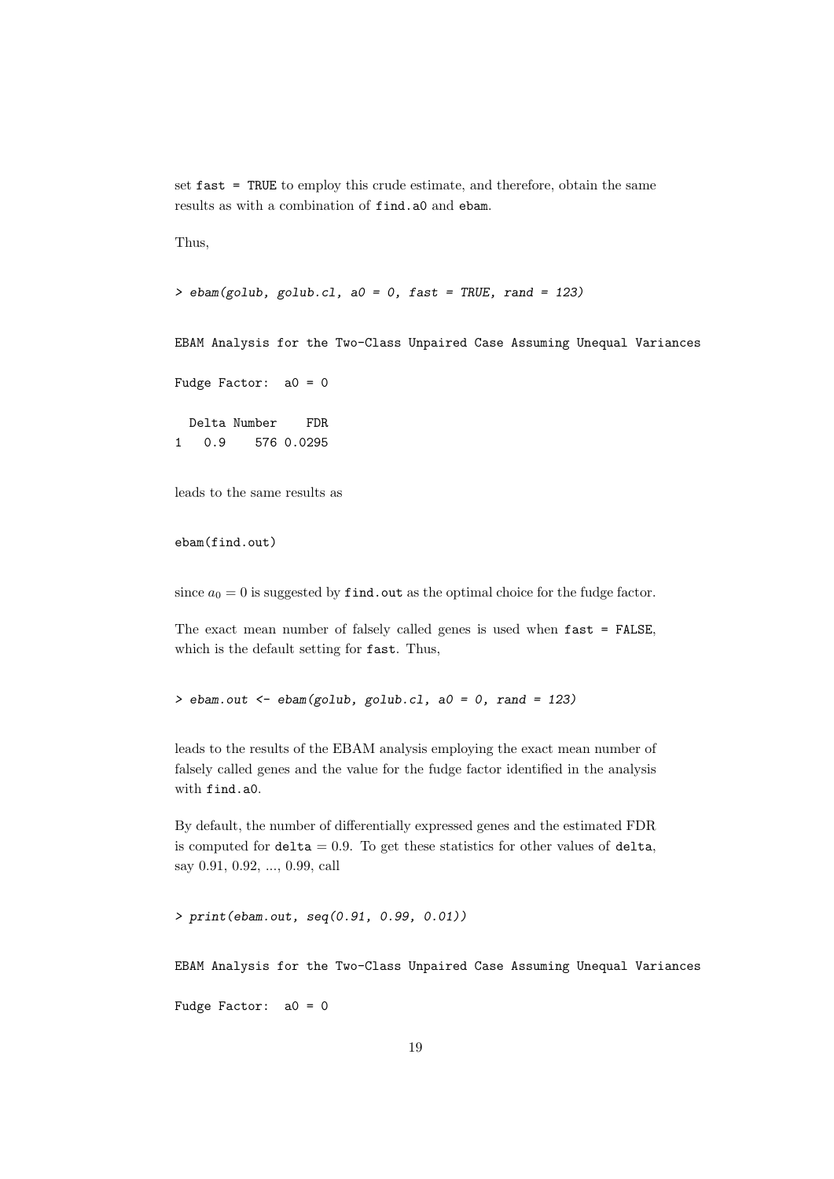set `fast = TRUE` to employ this crude estimate, and therefore, obtain the same results as with a combination of `find.a0` and `ebam`.

Thus,

```
> ebam(golub, golub.cl, a0 = 0, fast = TRUE, rand = 123)
```

```
EBAM Analysis for the Two-Class Unpaired Case Assuming Unequal Variances

Fudge Factor:  a0 = 0

  Delta Number    FDR
1   0.9    576 0.0295
```

leads to the same results as

```
ebam(find.out)
```

since $a_0 = 0$ is suggested by `find.out` as the optimal choice for the fudge factor.

The exact mean number of falsely called genes is used when `fast = FALSE`, which is the default setting for `fast`. Thus,

```
> ebam.out <- ebam(golub, golub.cl, a0 = 0, rand = 123)
```

leads to the results of the EBAM analysis employing the exact mean number of falsely called genes and the value for the fudge factor identified in the analysis with `find.a0`.

By default, the number of differentially expressed genes and the estimated FDR is computed for `delta` = 0.9. To get these statistics for other values of `delta`, say 0.91, 0.92, ..., 0.99, call

```
> print(ebam.out, seq(0.91, 0.99, 0.01))
```

```
EBAM Analysis for the Two-Class Unpaired Case Assuming Unequal Variances

Fudge Factor:  a0 = 0
```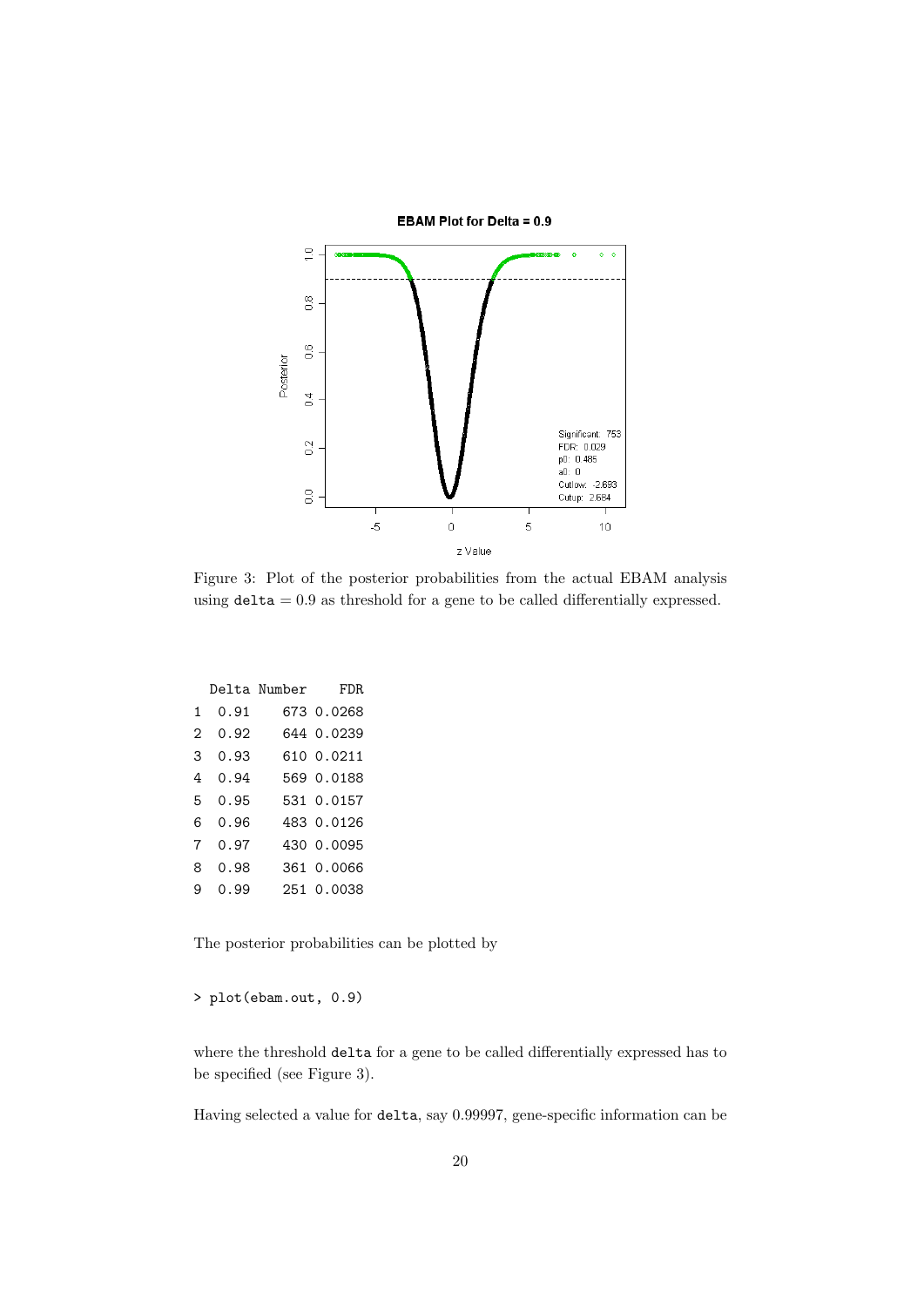Figure 3: Plot of the posterior probabilities from the actual EBAM analysis using `delta` $= 0.9$ as threshold for a gene to be called differentially expressed.

```
  Delta Number    FDR
1  0.91    673 0.0268
2  0.92    644 0.0239
3  0.93    610 0.0211
4  0.94    569 0.0188
5  0.95    531 0.0157
6  0.96    483 0.0126
7  0.97    430 0.0095
8  0.98    361 0.0066
9  0.99    251 0.0038
```

The posterior probabilities can be plotted by

```
> plot(ebam.out, 0.9)
```

where the threshold `delta` for a gene to be called differentially expressed has to be specified (see Figure 3).

Having selected a value for `delta`, say 0.99997, gene-specific information can be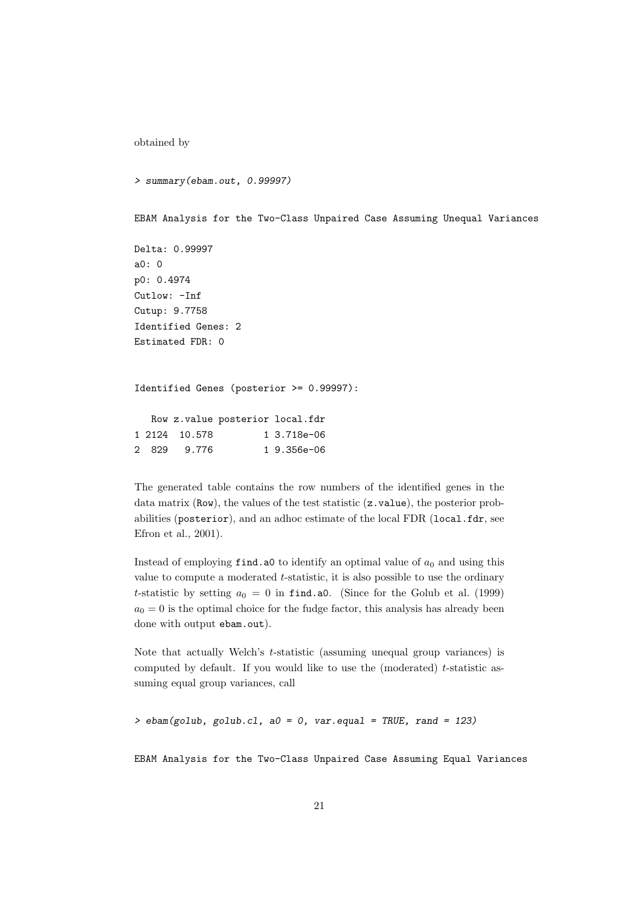obtained by

```
> summary(ebam.out, 0.99997)

EBAM Analysis for the Two-Class Unpaired Case Assuming Unequal Variances

Delta: 0.99997
a0: 0
p0: 0.4974
Cutlow: -Inf
Cutup: 9.7758
Identified Genes: 2
Estimated FDR: 0


Identified Genes (posterior >= 0.99997):

   Row z.value posterior local.fdr
1 2124  10.578         1 3.718e-06
2  829   9.776         1 9.356e-06
```

The generated table contains the row numbers of the identified genes in the data matrix (Row), the values of the test statistic (z.value), the posterior probabilities (posterior), and an adhoc estimate of the local FDR (local.fdr, see Efron et al., 2001).

Instead of employing find.a0 to identify an optimal value of $a_0$ and using this value to compute a moderated $t$-statistic, it is also possible to use the ordinary $t$-statistic by setting $a_0 = 0$ in find.a0. (Since for the Golub et al. (1999) $a_0 = 0$ is the optimal choice for the fudge factor, this analysis has already been done with output ebam.out).

Note that actually Welch's $t$-statistic (assuming unequal group variances) is computed by default. If you would like to use the (moderated) $t$-statistic assuming equal group variances, call

```
> ebam(golub, golub.cl, a0 = 0, var.equal = TRUE, rand = 123)

EBAM Analysis for the Two-Class Unpaired Case Assuming Equal Variances
```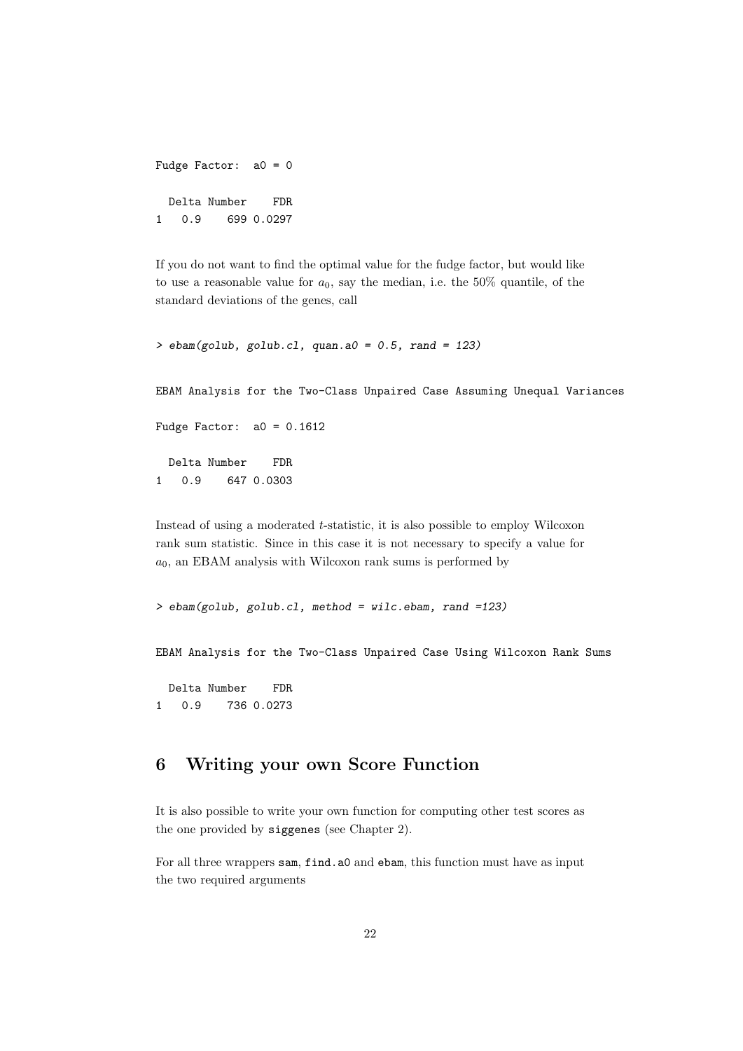```
Fudge Factor:  a0 = 0

  Delta Number    FDR
1   0.9    699 0.0297
```

If you do not want to find the optimal value for the fudge factor, but would like to use a reasonable value for $a_0$, say the median, i.e. the 50% quantile, of the standard deviations of the genes, call

```
> ebam(golub, golub.cl, quan.a0 = 0.5, rand = 123)

EBAM Analysis for the Two-Class Unpaired Case Assuming Unequal Variances

Fudge Factor:  a0 = 0.1612

  Delta Number    FDR
1   0.9    647 0.0303
```

Instead of using a moderated $t$-statistic, it is also possible to employ Wilcoxon rank sum statistic. Since in this case it is not necessary to specify a value for $a_0$, an EBAM analysis with Wilcoxon rank sums is performed by

```
> ebam(golub, golub.cl, method = wilc.ebam, rand =123)

EBAM Analysis for the Two-Class Unpaired Case Using Wilcoxon Rank Sums

  Delta Number    FDR
1   0.9    736 0.0273
```

## 6 Writing your own Score Function

It is also possible to write your own function for computing other test scores as the one provided by `siggenes` (see Chapter 2).

For all three wrappers `sam`, `find.a0` and `ebam`, this function must have as input the two required arguments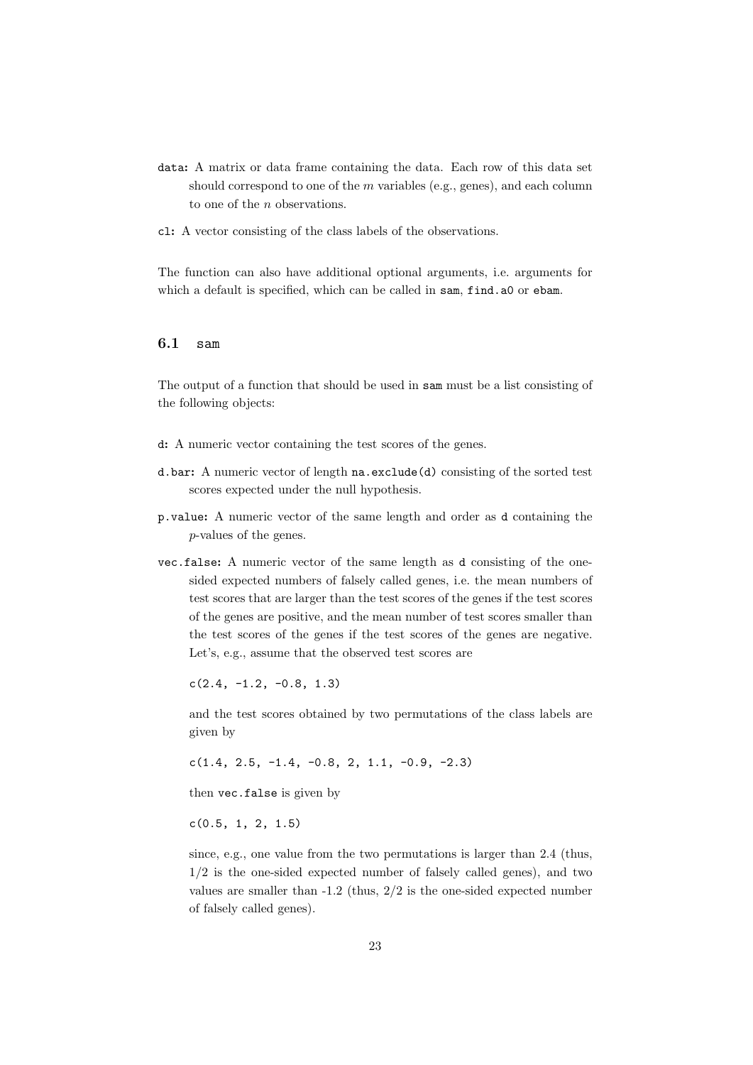data: A matrix or data frame containing the data. Each row of this data set should correspond to one of the $m$ variables (e.g., genes), and each column to one of the $n$ observations.

cl: A vector consisting of the class labels of the observations.

The function can also have additional optional arguments, i.e. arguments for which a default is specified, which can be called in sam, find.a0 or ebam.

### 6.1 sam

The output of a function that should be used in sam must be a list consisting of the following objects:

d: A numeric vector containing the test scores of the genes.

d.bar: A numeric vector of length na.exclude(d) consisting of the sorted test scores expected under the null hypothesis.

p.value: A numeric vector of the same length and order as d containing the $p$-values of the genes.

vec.false: A numeric vector of the same length as d consisting of the one-sided expected numbers of falsely called genes, i.e. the mean numbers of test scores that are larger than the test scores of the genes if the test scores of the genes are positive, and the mean number of test scores smaller than the test scores of the genes if the test scores of the genes are negative. Let's, e.g., assume that the observed test scores are

```
c(2.4, -1.2, -0.8, 1.3)
```

and the test scores obtained by two permutations of the class labels are given by

```
c(1.4, 2.5, -1.4, -0.8, 2, 1.1, -0.9, -2.3)
```

then vec.false is given by

```
c(0.5, 1, 2, 1.5)
```

since, e.g., one value from the two permutations is larger than 2.4 (thus, 1/2 is the one-sided expected number of falsely called genes), and two values are smaller than -1.2 (thus, 2/2 is the one-sided expected number of falsely called genes).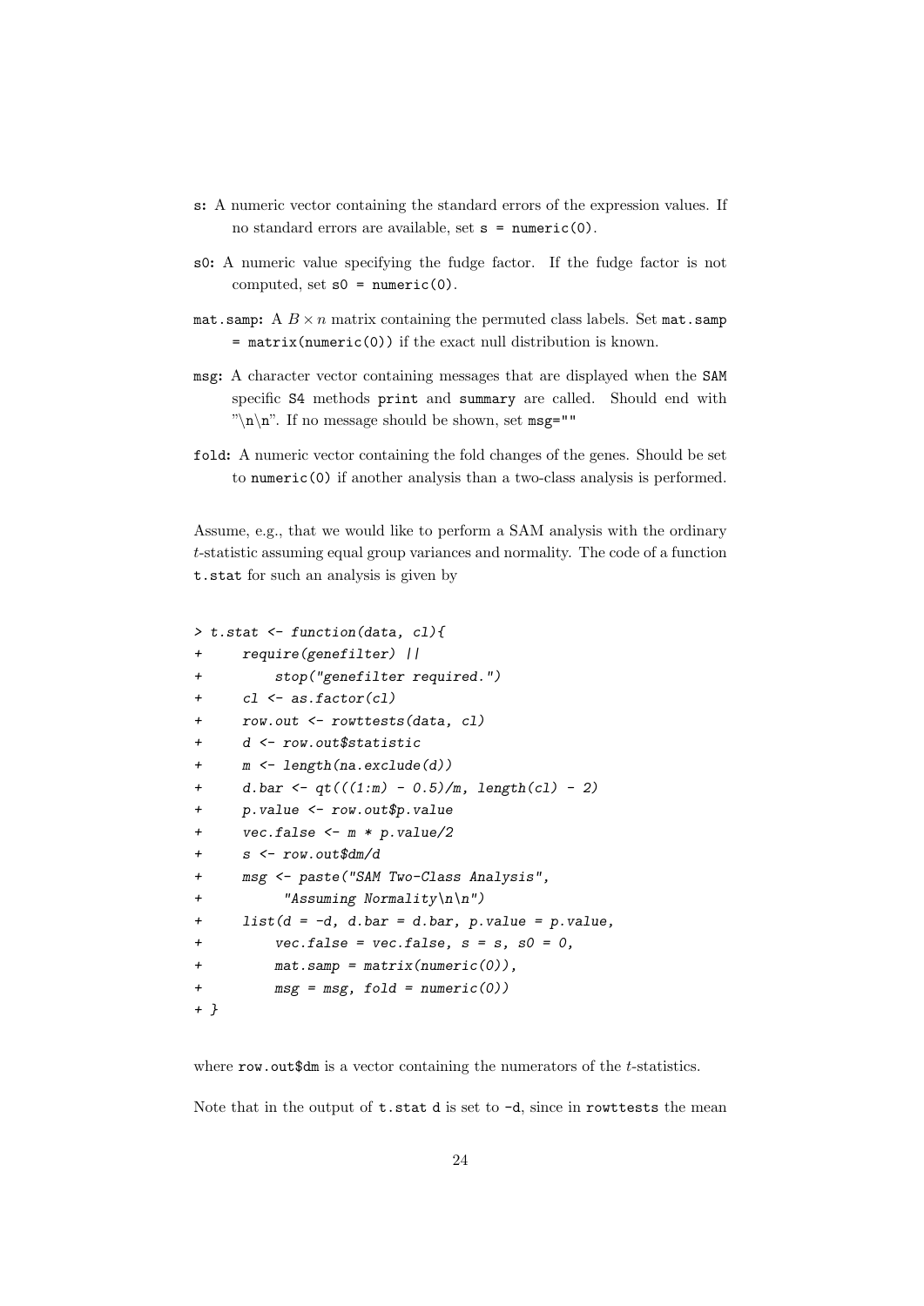**s:** A numeric vector containing the standard errors of the expression values. If no standard errors are available, set `s = numeric(0)`.

**s0:** A numeric value specifying the fudge factor. If the fudge factor is not computed, set `s0 = numeric(0)`.

**mat.samp:** A $B \times n$ matrix containing the permuted class labels. Set `mat.samp = matrix(numeric(0))` if the exact null distribution is known.

**msg:** A character vector containing messages that are displayed when the SAM specific S4 methods `print` and `summary` are called. Should end with "\n\n". If no message should be shown, set `msg=""`

**fold:** A numeric vector containing the fold changes of the genes. Should be set to `numeric(0)` if another analysis than a two-class analysis is performed.

Assume, e.g., that we would like to perform a SAM analysis with the ordinary $t$-statistic assuming equal group variances and normality. The code of a function `t.stat` for such an analysis is given by

```
> t.stat <- function(data, cl){
+     require(genefilter) ||
+         stop("genefilter required.")
+     cl <- as.factor(cl)
+     row.out <- rowttests(data, cl)
+     d <- row.out$statistic
+     m <- length(na.exclude(d))
+     d.bar <- qt(((1:m) - 0.5)/m, length(cl) - 2)
+     p.value <- row.out$p.value
+     vec.false <- m * p.value/2
+     s <- row.out$dm/d
+     msg <- paste("SAM Two-Class Analysis",
+          "Assuming Normality\n\n")
+     list(d = -d, d.bar = d.bar, p.value = p.value,
+         vec.false = vec.false, s = s, s0 = 0,
+         mat.samp = matrix(numeric(0)),
+         msg = msg, fold = numeric(0))
+ }
```

where `row.out$dm` is a vector containing the numerators of the $t$-statistics.

Note that in the output of `t.stat` `d` is set to `-d`, since in `rowttests` the mean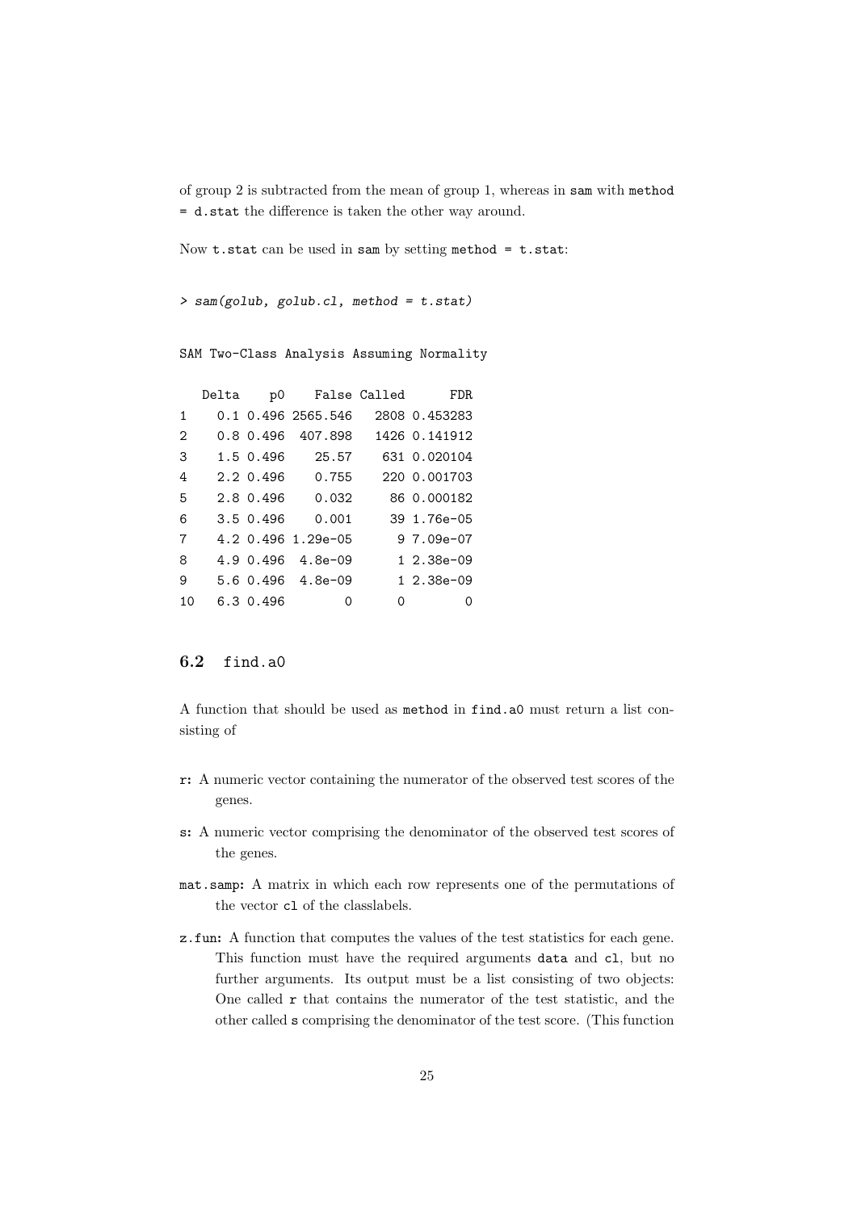of group 2 is subtracted from the mean of group 1, whereas in `sam` with `method = d.stat` the difference is taken the other way around.

Now `t.stat` can be used in `sam` by setting `method = t.stat`:

```
> sam(golub, golub.cl, method = t.stat)
```

```
SAM Two-Class Analysis Assuming Normality

   Delta    p0     False Called      FDR
1    0.1 0.496 2565.546   2808 0.453283
2    0.8 0.496  407.898   1426 0.141912
3    1.5 0.496    25.57    631 0.020104
4    2.2 0.496    0.755    220 0.001703
5    2.8 0.496    0.032     86 0.000182
6    3.5 0.496    0.001     39 1.76e-05
7    4.2 0.496 1.29e-05      9 7.09e-07
8    4.9 0.496  4.8e-09      1 2.38e-09
9    5.6 0.496  4.8e-09      1 2.38e-09
10   6.3 0.496        0      0        0
```

### 6.2 find.a0

A function that should be used as `method` in `find.a0` must return a list consisting of

- **r:** A numeric vector containing the numerator of the observed test scores of the genes.
- **s:** A numeric vector comprising the denominator of the observed test scores of the genes.
- **mat.samp:** A matrix in which each row represents one of the permutations of the vector `cl` of the classlabels.
- **z.fun:** A function that computes the values of the test statistics for each gene. This function must have the required arguments `data` and `cl`, but no further arguments. Its output must be a list consisting of two objects: One called `r` that contains the numerator of the test statistic, and the other called `s` comprising the denominator of the test score. (This function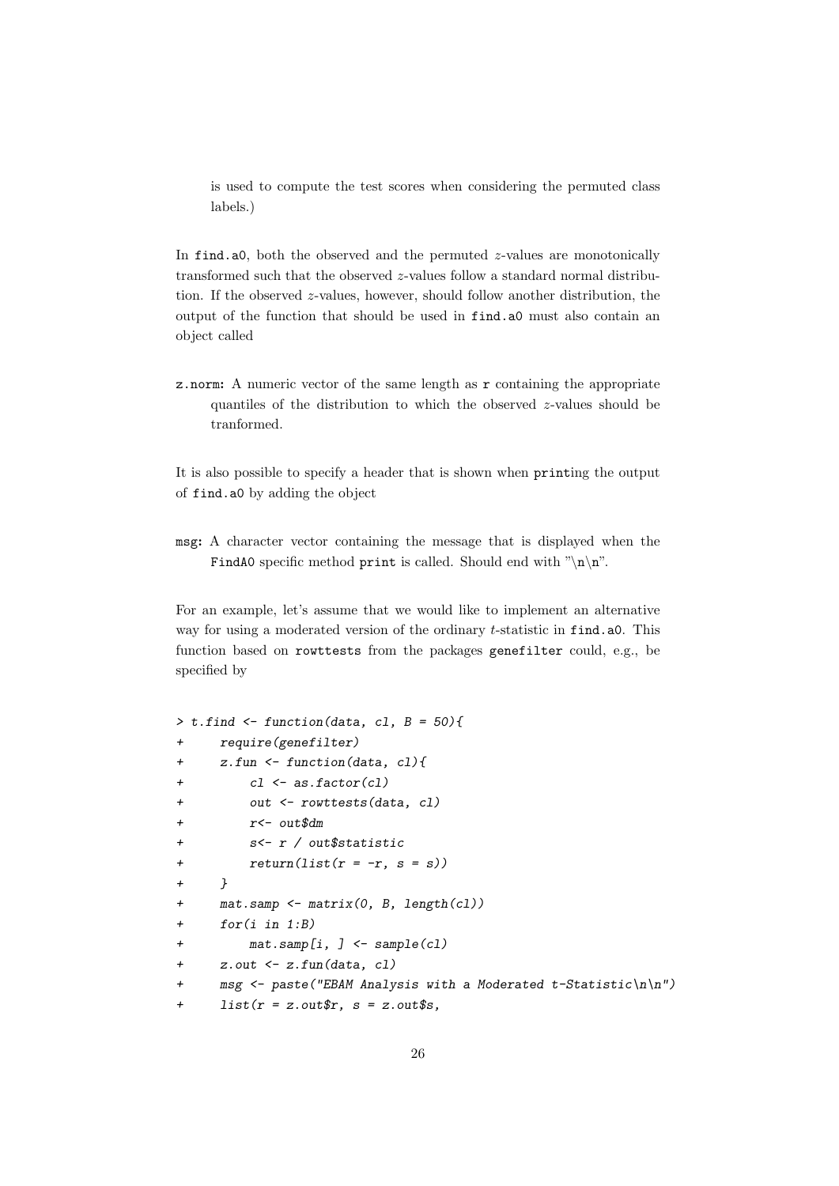is used to compute the test scores when considering the permuted class labels.)

In find.a0, both the observed and the permuted $z$-values are monotonically transformed such that the observed $z$-values follow a standard normal distribution. If the observed $z$-values, however, should follow another distribution, the output of the function that should be used in find.a0 must also contain an object called

**z.norm:** A numeric vector of the same length as r containing the appropriate quantiles of the distribution to which the observed $z$-values should be tranformed.

It is also possible to specify a header that is shown when printing the output of find.a0 by adding the object

**msg:** A character vector containing the message that is displayed when the FindA0 specific method print is called. Should end with "\n\n".

For an example, let's assume that we would like to implement an alternative way for using a moderated version of the ordinary $t$-statistic in find.a0. This function based on rowttests from the packages genefilter could, e.g., be specified by

```
> t.find <- function(data, cl, B = 50){
+     require(genefilter)
+     z.fun <- function(data, cl){
+         cl <- as.factor(cl)
+         out <- rowttests(data, cl)
+         r<- out$dm
+         s<- r / out$statistic
+         return(list(r = -r, s = s))
+     }
+     mat.samp <- matrix(0, B, length(cl))
+     for(i in 1:B)
+         mat.samp[i, ] <- sample(cl)
+     z.out <- z.fun(data, cl)
+     msg <- paste("EBAM Analysis with a Moderated t-Statistic\n\n")
+     list(r = z.out$r, s = z.out$s,
```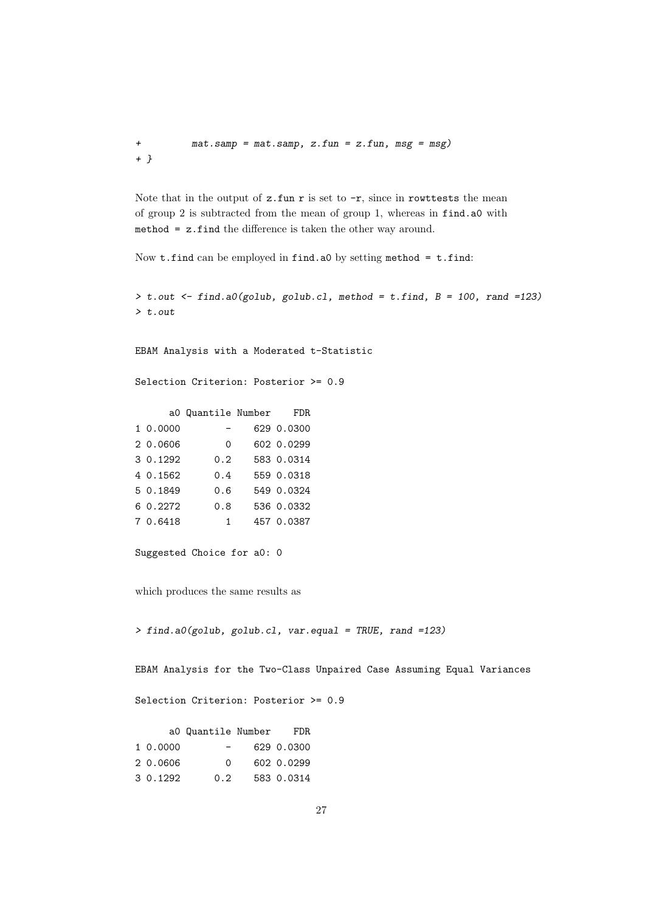```
+         mat.samp = mat.samp, z.fun = z.fun, msg = msg)
+ }
```

Note that in the output of `z.fun` `r` is set to `-r`, since in `rowttests` the mean of group 2 is subtracted from the mean of group 1, whereas in `find.a0` with `method = z.find` the difference is taken the other way around.

Now `t.find` can be employed in `find.a0` by setting `method = t.find`:

```
> t.out <- find.a0(golub, golub.cl, method = t.find, B = 100, rand =123)
> t.out

EBAM Analysis with a Moderated t-Statistic

Selection Criterion: Posterior >= 0.9

      a0 Quantile Number    FDR
1 0.0000        -    629 0.0300
2 0.0606        0    602 0.0299
3 0.1292      0.2    583 0.0314
4 0.1562      0.4    559 0.0318
5 0.1849      0.6    549 0.0324
6 0.2272      0.8    536 0.0332
7 0.6418        1    457 0.0387

Suggested Choice for a0: 0
```

which produces the same results as

```
> find.a0(golub, golub.cl, var.equal = TRUE, rand =123)

EBAM Analysis for the Two-Class Unpaired Case Assuming Equal Variances

Selection Criterion: Posterior >= 0.9

      a0 Quantile Number    FDR
1 0.0000        -    629 0.0300
2 0.0606        0    602 0.0299
3 0.1292      0.2    583 0.0314
```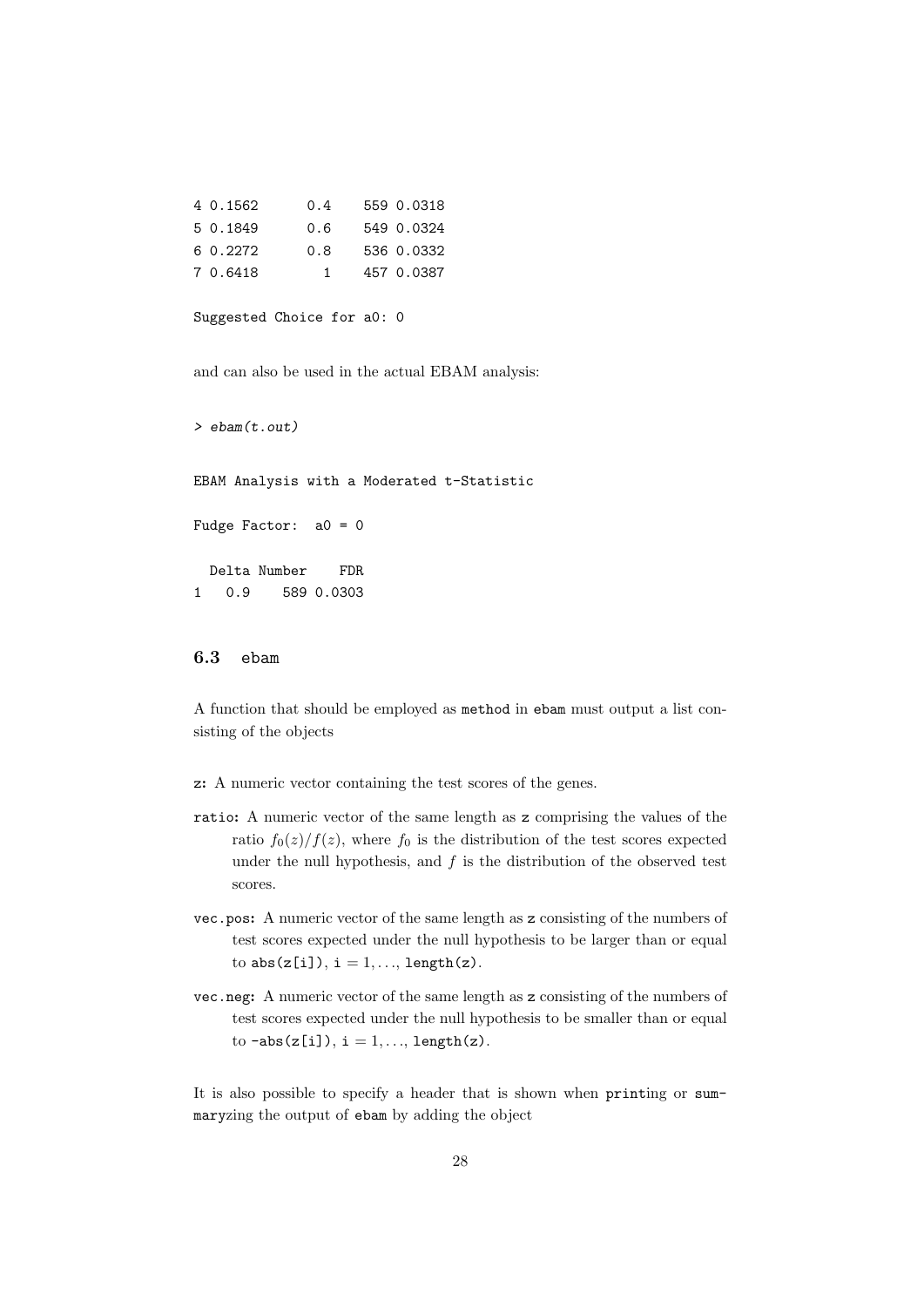```
4 0.1562      0.4    559 0.0318
5 0.1849      0.6    549 0.0324
6 0.2272      0.8    536 0.0332
7 0.6418        1    457 0.0387

Suggested Choice for a0: 0
```

and can also be used in the actual EBAM analysis:

```
> ebam(t.out)

EBAM Analysis with a Moderated t-Statistic

Fudge Factor:  a0 = 0

  Delta Number    FDR
1   0.9    589 0.0303
```

### 6.3 ebam

A function that should be employed as `method` in `ebam` must output a list consisting of the objects

- **z:** A numeric vector containing the test scores of the genes.
- **ratio:** A numeric vector of the same length as `z` comprising the values of the ratio $f_0(z)/f(z)$, where $f_0$ is the distribution of the test scores expected under the null hypothesis, and $f$ is the distribution of the observed test scores.
- **vec.pos:** A numeric vector of the same length as `z` consisting of the numbers of test scores expected under the null hypothesis to be larger than or equal to `abs(z[i])`, `i` $= 1, \ldots,$ `length(z)`.
- **vec.neg:** A numeric vector of the same length as `z` consisting of the numbers of test scores expected under the null hypothesis to be smaller than or equal to `-abs(z[i])`, `i` $= 1, \ldots,$ `length(z)`.

It is also possible to specify a header that is shown when `print`ing or `summary`zing the output of `ebam` by adding the object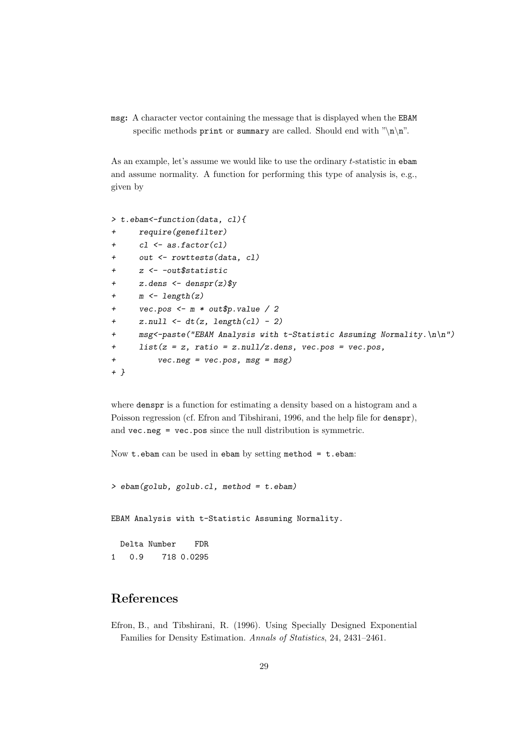`msg`: A character vector containing the message that is displayed when the EBAM specific methods `print` or `summary` are called. Should end with "\n\n".

As an example, let's assume we would like to use the ordinary $t$-statistic in `ebam` and assume normality. A function for performing this type of analysis is, e.g., given by

```
> t.ebam<-function(data, cl){
+     require(genefilter)
+     cl <- as.factor(cl)
+     out <- rowttests(data, cl)
+     z <- -out$statistic
+     z.dens <- denspr(z)$y
+     m <- length(z)
+     vec.pos <- m * out$p.value / 2
+     z.null <- dt(z, length(cl) - 2)
+     msg<-paste("EBAM Analysis with t-Statistic Assuming Normality.\n\n")
+     list(z = z, ratio = z.null/z.dens, vec.pos = vec.pos,
+         vec.neg = vec.pos, msg = msg)
+ }
```

where `denspr` is a function for estimating a density based on a histogram and a Poisson regression (cf. Efron and Tibshirani, 1996, and the help file for `denspr`), and `vec.neg = vec.pos` since the null distribution is symmetric.

Now `t.ebam` can be used in `ebam` by setting `method = t.ebam`:

```
> ebam(golub, golub.cl, method = t.ebam)
```

```
EBAM Analysis with t-Statistic Assuming Normality.

  Delta Number    FDR
1   0.9    718 0.0295
```

## References

Efron, B., and Tibshirani, R. (1996). Using Specially Designed Exponential Families for Density Estimation. *Annals of Statistics*, 24, 2431–2461.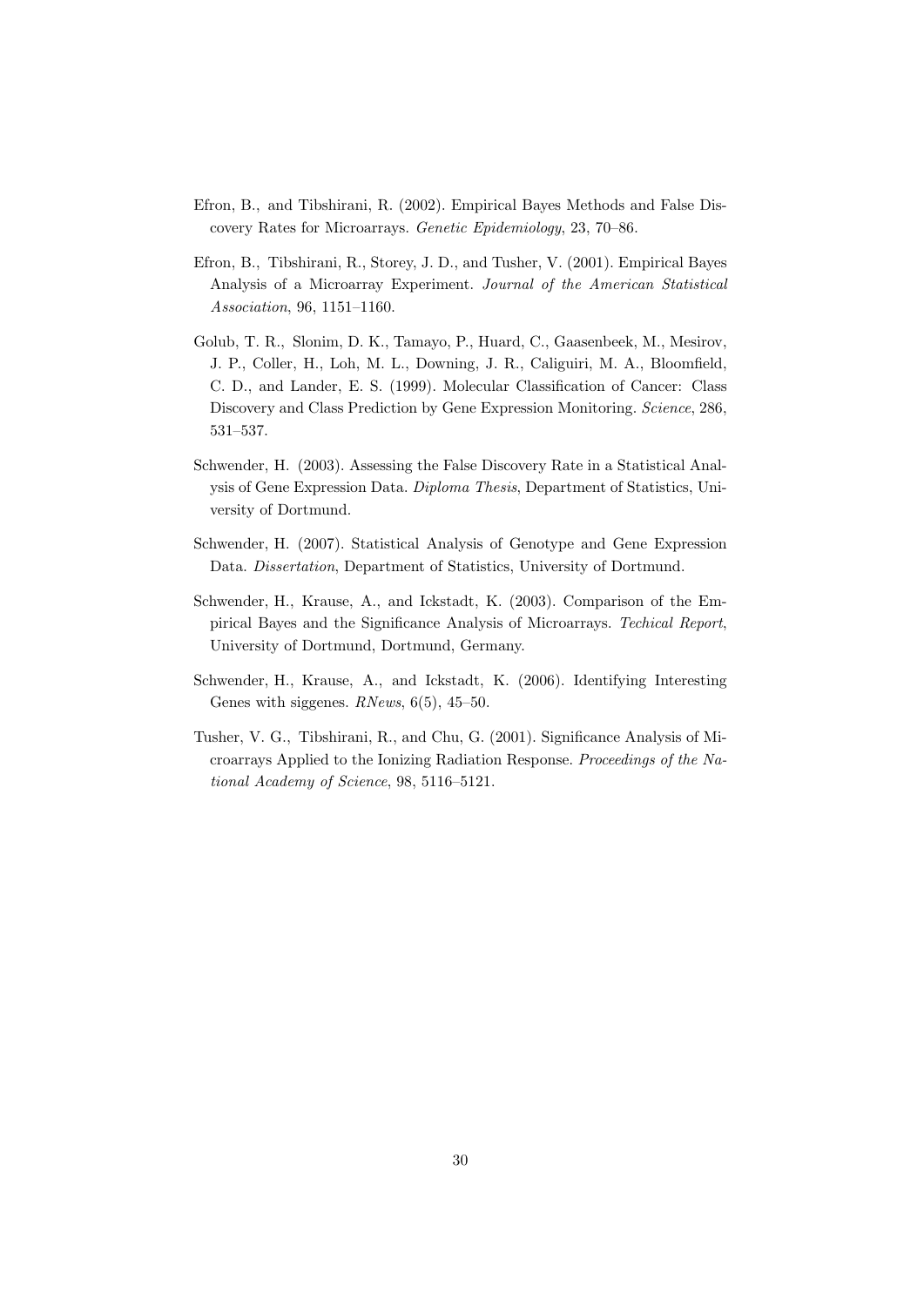Efron, B., and Tibshirani, R. (2002). Empirical Bayes Methods and False Discovery Rates for Microarrays. *Genetic Epidemiology*, 23, 70–86.

Efron, B., Tibshirani, R., Storey, J. D., and Tusher, V. (2001). Empirical Bayes Analysis of a Microarray Experiment. *Journal of the American Statistical Association*, 96, 1151–1160.

Golub, T. R., Slonim, D. K., Tamayo, P., Huard, C., Gaasenbeek, M., Mesirov, J. P., Coller, H., Loh, M. L., Downing, J. R., Caliguiri, M. A., Bloomfield, C. D., and Lander, E. S. (1999). Molecular Classification of Cancer: Class Discovery and Class Prediction by Gene Expression Monitoring. *Science*, 286, 531–537.

Schwender, H. (2003). Assessing the False Discovery Rate in a Statistical Analysis of Gene Expression Data. *Diploma Thesis*, Department of Statistics, University of Dortmund.

Schwender, H. (2007). Statistical Analysis of Genotype and Gene Expression Data. *Dissertation*, Department of Statistics, University of Dortmund.

Schwender, H., Krause, A., and Ickstadt, K. (2003). Comparison of the Empirical Bayes and the Significance Analysis of Microarrays. *Techical Report*, University of Dortmund, Dortmund, Germany.

Schwender, H., Krause, A., and Ickstadt, K. (2006). Identifying Interesting Genes with siggenes. *RNews*, 6(5), 45–50.

Tusher, V. G., Tibshirani, R., and Chu, G. (2001). Significance Analysis of Microarrays Applied to the Ionizing Radiation Response. *Proceedings of the National Academy of Science*, 98, 5116–5121.